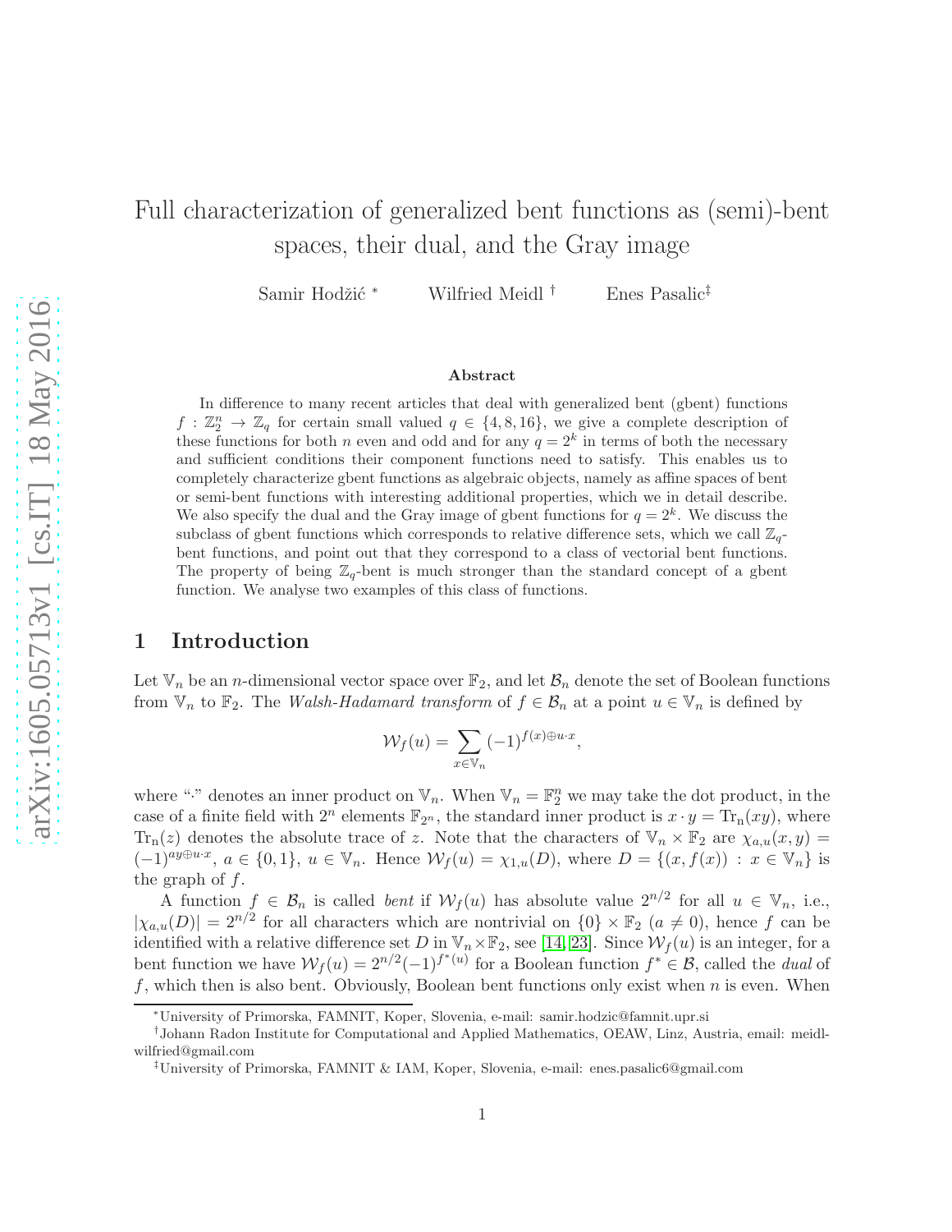# Full characterization of generalized bent functions as (semi)-bent spaces, their dual, and the Gray image

Samir Hodžić [*] Wilfried Meidl [†] Enes Pasalic [‡]

### Abstract

In difference to many recent articles that deal with generalized bent (gbent) functions $f : \mathbb{Z}_2^n \to \mathbb{Z}_q$ for certain small valued $q \in \{4, 8, 16\}$, we give a complete description of these functions for both $n$ even and odd and for any $q = 2^k$ in terms of both the necessary and sufficient conditions their component functions need to satisfy. This enables us to completely characterize gbent functions as algebraic objects, namely as affine spaces of bent or semi-bent functions with interesting additional properties, which we in detail describe. We also specify the dual and the Gray image of gbent functions for $q = 2^k$. We discuss the subclass of gbent functions which corresponds to relative difference sets, which we call $\mathbb{Z}_q$-bent functions, and point out that they correspond to a class of vectorial bent functions. The property of being $\mathbb{Z}_q$-bent is much stronger than the standard concept of a gbent function. We analyse two examples of this class of functions.

## 1 Introduction

Let $\mathbb{V}_n$ be an $n$-dimensional vector space over $\mathbb{F}_2$, and let $\mathcal{B}_n$ denote the set of Boolean functions from $\mathbb{V}_n$ to $\mathbb{F}_2$. The *Walsh-Hadamard transform* of $f \in \mathcal{B}_n$ at a point $u \in \mathbb{V}_n$ is defined by

$$\mathcal{W}_f(u) = \sum_{x \in \mathbb{V}_n} (-1)^{f(x) \oplus u \cdot x},$$

where "$\cdot$" denotes an inner product on $\mathbb{V}_n$. When $\mathbb{V}_n = \mathbb{F}_2^n$ we may take the dot product, in the case of a finite field with $2^n$ elements $\mathbb{F}_{2^n}$, the standard inner product is $x \cdot y = \mathrm{Tr_n}(xy)$, where $\mathrm{Tr_n}(z)$ denotes the absolute trace of $z$. Note that the characters of $\mathbb{V}_n \times \mathbb{F}_2$ are $\chi_{a,u}(x, y) = (-1)^{ay \oplus u \cdot x}$, $a \in \{0, 1\}$, $u \in \mathbb{V}_n$. Hence $\mathcal{W}_f(u) = \chi_{1,u}(D)$, where $D = \{(x, f(x)) : x \in \mathbb{V}_n\}$ is the graph of $f$.

A function $f \in \mathcal{B}_n$ is called *bent* if $\mathcal{W}_f(u)$ has absolute value $2^{n/2}$ for all $u \in \mathbb{V}_n$, i.e., $|\chi_{a,u}(D)| = 2^{n/2}$ for all characters which are nontrivial on $\{0\} \times \mathbb{F}_2$ ($a \neq 0$), hence $f$ can be identified with a relative difference set $D$ in $\mathbb{V}_n \times \mathbb{F}_2$, see [14, 23]. Since $\mathcal{W}_f(u)$ is an integer, for a bent function we have $\mathcal{W}_f(u) = 2^{n/2}(-1)^{f^*(u)}$ for a Boolean function $f^* \in \mathcal{B}$, called the *dual* of $f$, which then is also bent. Obviously, Boolean bent functions only exist when $n$ is even. When

---

[*] University of Primorska, FAMNIT, Koper, Slovenia, e-mail: samir.hodzic@famnit.upr.si

[†] Johann Radon Institute for Computational and Applied Mathematics, OEAW, Linz, Austria, email: meidlwilfried@gmail.com

[‡] University of Primorska, FAMNIT & IAM, Koper, Slovenia, e-mail: enes.pasalic6@gmail.com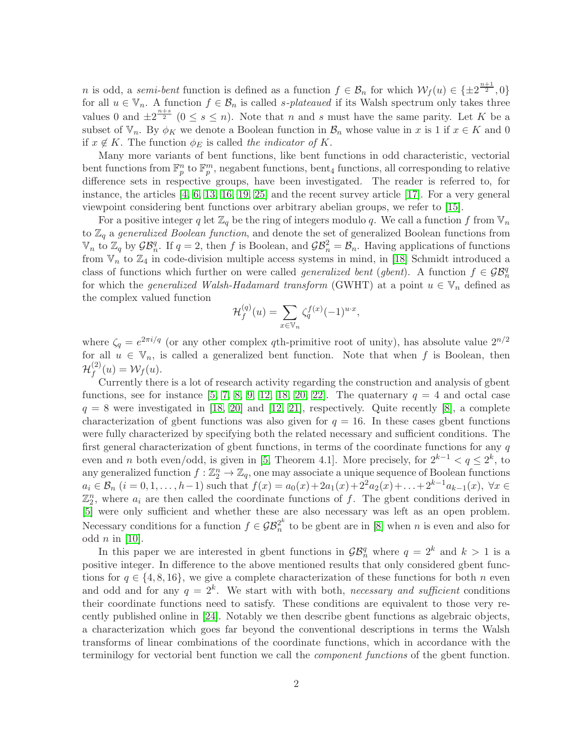$n$ is odd, a *semi-bent* function is defined as a function $f \in \mathcal{B}_n$ for which $\mathcal{W}_f(u) \in \{\pm 2^{\frac{n+1}{2}}, 0\}$ for all $u \in \mathbb{V}_n$. A function $f \in \mathcal{B}_n$ is called *s-plateaued* if its Walsh spectrum only takes three values 0 and $\pm 2^{\frac{n+s}{2}}$ ($0 \leq s \leq n$). Note that $n$ and $s$ must have the same parity. Let $K$ be a subset of $\mathbb{V}_n$. By $\phi_K$ we denote a Boolean function in $\mathcal{B}_n$ whose value in $x$ is 1 if $x \in K$ and 0 if $x \notin K$. The function $\phi_E$ is called *the indicator of* $K$.

Many more variants of bent functions, like bent functions in odd characteristic, vectorial bent functions from $\mathbb{F}_p^n$ to $\mathbb{F}_p^m$, negabent functions, bent$_4$ functions, all corresponding to relative difference sets in respective groups, have been investigated. The reader is referred to, for instance, the articles [4, 6, 13, 16, 19, 25] and the recent survey article [17]. For a very general viewpoint considering bent functions over arbitrary abelian groups, we refer to [15].

For a positive integer $q$ let $\mathbb{Z}_q$ be the ring of integers modulo $q$. We call a function $f$ from $\mathbb{V}_n$ to $\mathbb{Z}_q$ a *generalized Boolean function*, and denote the set of generalized Boolean functions from $\mathbb{V}_n$ to $\mathbb{Z}_q$ by $\mathcal{GB}_n^q$. If $q = 2$, then $f$ is Boolean, and $\mathcal{GB}_n^2 = \mathcal{B}_n$. Having applications of functions from $\mathbb{V}_n$ to $\mathbb{Z}_4$ in code-division multiple access systems in mind, in [18] Schmidt introduced a class of functions which further on were called *generalized bent* (*gbent*). A function $f \in \mathcal{GB}_n^q$ for which the *generalized Walsh-Hadamard transform* (GWHT) at a point $u \in \mathbb{V}_n$ defined as the complex valued function

$$\mathcal{H}_f^{(q)}(u) = \sum_{x \in \mathbb{V}_n} \zeta_q^{f(x)} (-1)^{u \cdot x},$$

where $\zeta_q = e^{2\pi i/q}$ (or any other complex $q$th-primitive root of unity), has absolute value $2^{n/2}$ for all $u \in \mathbb{V}_n$, is called a generalized bent function. Note that when $f$ is Boolean, then $\mathcal{H}_f^{(2)}(u) = \mathcal{W}_f(u)$.

Currently there is a lot of research activity regarding the construction and analysis of gbent functions, see for instance [5, 7, 8, 9, 12, 18, 20, 22]. The quaternary $q = 4$ and octal case $q = 8$ were investigated in [18, 20] and [12, 21], respectively. Quite recently [8], a complete characterization of gbent functions was also given for $q = 16$. In these cases gbent functions were fully characterized by specifying both the related necessary and sufficient conditions. The first general characterization of gbent functions, in terms of the coordinate functions for any $q$ even and $n$ both even/odd, is given in [5, Theorem 4.1]. More precisely, for $2^{k-1} < q \leq 2^k$, to any generalized function $f : \mathbb{Z}_2^n \to \mathbb{Z}_q$, one may associate a unique sequence of Boolean functions $a_i \in \mathcal{B}_n$ ($i = 0, 1, \ldots, h-1$) such that $f(x) = a_0(x) + 2a_1(x) + 2^2 a_2(x) + \ldots + 2^{k-1} a_{k-1}(x)$, $\forall x \in \mathbb{Z}_2^n$, where $a_i$ are then called the coordinate functions of $f$. The gbent conditions derived in [5] were only sufficient and whether these are also necessary was left as an open problem. Necessary conditions for a function $f \in \mathcal{GB}_n^{2^k}$ to be gbent are in [8] when $n$ is even and also for odd $n$ in [10].

In this paper we are interested in gbent functions in $\mathcal{GB}_n^q$ where $q = 2^k$ and $k > 1$ is a positive integer. In difference to the above mentioned results that only considered gbent functions for $q \in \{4, 8, 16\}$, we give a complete characterization of these functions for both $n$ even and odd and for any $q = 2^k$. We start with with both, *necessary and sufficient* conditions their coordinate functions need to satisfy. These conditions are equivalent to those very recently published online in [24]. Notably we then describe gbent functions as algebraic objects, a characterization which goes far beyond the conventional descriptions in terms the Walsh transforms of linear combinations of the coordinate functions, which in accordance with the terminilogy for vectorial bent function we call the *component functions* of the gbent function.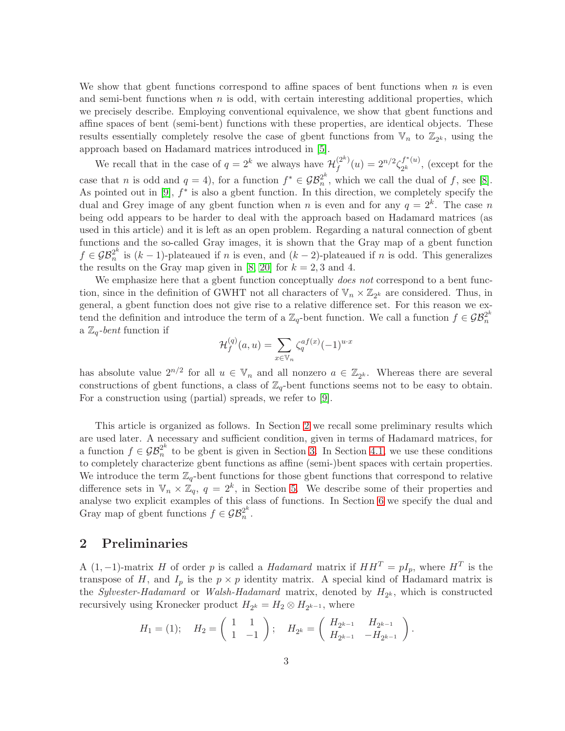We show that gbent functions correspond to affine spaces of bent functions when $n$ is even and semi-bent functions when $n$ is odd, with certain interesting additional properties, which we precisely describe. Employing conventional equivalence, we show that gbent functions and affine spaces of bent (semi-bent) functions with these properties, are identical objects. These results essentially completely resolve the case of gbent functions from $\mathbb{V}_n$ to $\mathbb{Z}_{2^k}$, using the approach based on Hadamard matrices introduced in [5].

We recall that in the case of $q = 2^k$ we always have $\mathcal{H}_f^{(2^k)}(u) = 2^{n/2}\zeta_{2^k}^{f^*(u)}$, (except for the case that $n$ is odd and $q = 4$), for a function $f^* \in \mathcal{GB}_n^{2^k}$, which we call the dual of $f$, see [8]. As pointed out in [9], $f^*$ is also a gbent function. In this direction, we completely specify the dual and Grey image of any gbent function when $n$ is even and for any $q = 2^k$. The case $n$ being odd appears to be harder to deal with the approach based on Hadamard matrices (as used in this article) and it is left as an open problem. Regarding a natural connection of gbent functions and the so-called Gray images, it is shown that the Gray map of a gbent function $f \in \mathcal{GB}_n^{2^k}$ is $(k-1)$-plateaued if $n$ is even, and $(k-2)$-plateaued if $n$ is odd. This generalizes the results on the Gray map given in [8, 20] for $k = 2, 3$ and 4.

We emphasize here that a gbent function conceptually *does not* correspond to a bent function, since in the definition of GWHT not all characters of $\mathbb{V}_n \times \mathbb{Z}_{2^k}$ are considered. Thus, in general, a gbent function does not give rise to a relative difference set. For this reason we extend the definition and introduce the term of a $\mathbb{Z}_q$-bent function. We call a function $f \in \mathcal{GB}_n^{2^k}$ a $\mathbb{Z}_q$-*bent* function if

$$\mathcal{H}_f^{(q)}(a,u) = \sum_{x \in \mathbb{V}_n} \zeta_q^{af(x)}(-1)^{u \cdot x}$$

has absolute value $2^{n/2}$ for all $u \in \mathbb{V}_n$ and all nonzero $a \in \mathbb{Z}_{2^k}$. Whereas there are several constructions of gbent functions, a class of $\mathbb{Z}_q$-bent functions seems not to be easy to obtain. For a construction using (partial) spreads, we refer to [9].

This article is organized as follows. In Section 2 we recall some preliminary results which are used later. A necessary and sufficient condition, given in terms of Hadamard matrices, for a function $f \in \mathcal{GB}_n^{2^k}$ to be gbent is given in Section 3. In Section 4.1, we use these conditions to completely characterize gbent functions as affine (semi-)bent spaces with certain properties. We introduce the term $\mathbb{Z}_q$-bent functions for those gbent functions that correspond to relative difference sets in $\mathbb{V}_n \times \mathbb{Z}_q$, $q = 2^k$, in Section 5. We describe some of their properties and analyse two explicit examples of this class of functions. In Section 6 we specify the dual and Gray map of gbent functions $f \in \mathcal{GB}_n^{2^k}$.

## 2 Preliminaries

A $(1, -1)$-matrix $H$ of order $p$ is called a *Hadamard* matrix if $HH^T = pI_p$, where $H^T$ is the transpose of $H$, and $I_p$ is the $p \times p$ identity matrix. A special kind of Hadamard matrix is the *Sylvester-Hadamard* or *Walsh-Hadamard* matrix, denoted by $H_{2^k}$, which is constructed recursively using Kronecker product $H_{2^k} = H_2 \otimes H_{2^{k-1}}$, where

$$H_1 = (1); \quad H_2 = \begin{pmatrix} 1 & 1 \\ 1 & -1 \end{pmatrix}; \quad H_{2^k} = \begin{pmatrix} H_{2^{k-1}} & H_{2^{k-1}} \\ H_{2^{k-1}} & -H_{2^{k-1}} \end{pmatrix}.$$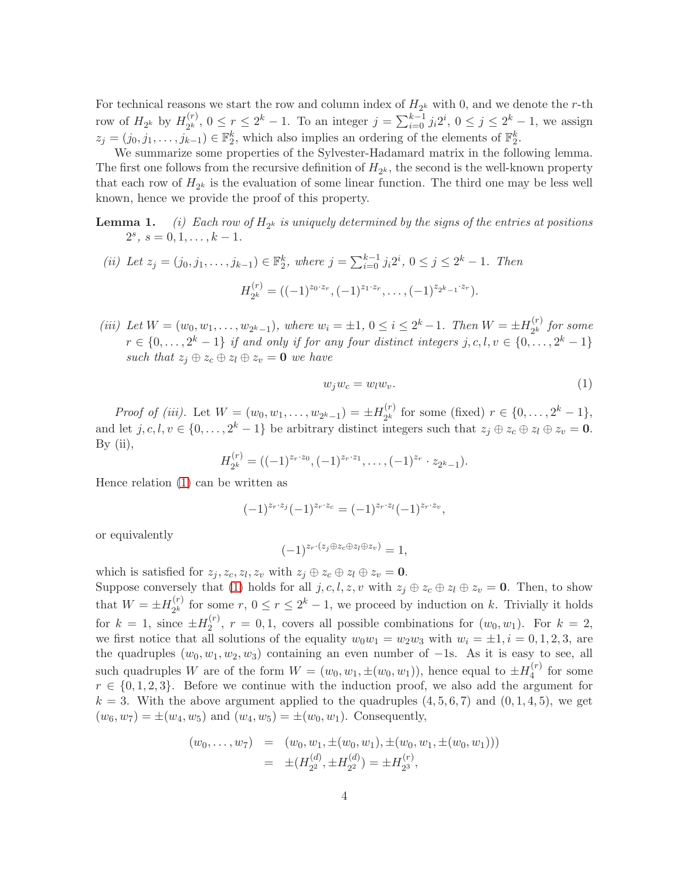For technical reasons we start the row and column index of $H_{2^k}$ with 0, and we denote the $r$-th row of $H_{2^k}$ by $H_{2^k}^{(r)}$, $0 \leq r \leq 2^k - 1$. To an integer $j = \sum_{i=0}^{k-1} j_i 2^i$, $0 \leq j \leq 2^k - 1$, we assign $z_j = (j_0, j_1, \ldots, j_{k-1}) \in \mathbb{F}_2^k$, which also implies an ordering of the elements of $\mathbb{F}_2^k$.

We summarize some properties of the Sylvester-Hadamard matrix in the following lemma. The first one follows from the recursive definition of $H_{2^k}$, the second is the well-known property that each row of $H_{2^k}$ is the evaluation of some linear function. The third one may be less well known, hence we provide the proof of this property.

**Lemma 1.** *(i) Each row of $H_{2^k}$ is uniquely determined by the signs of the entries at positions $2^s$, $s = 0, 1, \ldots, k-1$.*

*(ii) Let $z_j = (j_0, j_1, \ldots, j_{k-1}) \in \mathbb{F}_2^k$, where $j = \sum_{i=0}^{k-1} j_i 2^i$, $0 \leq j \leq 2^k - 1$. Then*

$$H_{2^k}^{(r)} = ((-1)^{z_0 \cdot z_r}, (-1)^{z_1 \cdot z_r}, \ldots, (-1)^{z_{2^k-1} \cdot z_r}).$$

*(iii) Let $W = (w_0, w_1, \ldots, w_{2^k-1})$, where $w_i = \pm 1$, $0 \leq i \leq 2^k - 1$. Then $W = \pm H_{2^k}^{(r)}$ for some $r \in \{0, \ldots, 2^k - 1\}$ if and only if for any four distinct integers $j, c, l, v \in \{0, \ldots, 2^k - 1\}$ such that $z_j \oplus z_c \oplus z_l \oplus z_v = \mathbf{0}$ we have*

$$w_j w_c = w_l w_v. \tag{1}$$

*Proof of (iii).* Let $W = (w_0, w_1, \ldots, w_{2^k-1}) = \pm H_{2^k}^{(r)}$ for some (fixed) $r \in \{0, \ldots, 2^k - 1\}$, and let $j, c, l, v \in \{0, \ldots, 2^k - 1\}$ be arbitrary distinct integers such that $z_j \oplus z_c \oplus z_l \oplus z_v = \mathbf{0}$. By (ii),

$$H_{2^k}^{(r)} = ((-1)^{z_r \cdot z_0}, (-1)^{z_r \cdot z_1}, \ldots, (-1)^{z_r} \cdot z_{2^k-1}).$$

Hence relation (1) can be written as

$$(-1)^{z_r \cdot z_j}(-1)^{z_r \cdot z_c} = (-1)^{z_r \cdot z_l}(-1)^{z_r \cdot z_v},$$

or equivalently

$$(-1)^{z_r \cdot (z_j \oplus z_c \oplus z_l \oplus z_v)} = 1,$$

which is satisfied for $z_j, z_c, z_l, z_v$ with $z_j \oplus z_c \oplus z_l \oplus z_v = \mathbf{0}$.
Suppose conversely that (1) holds for all $j, c, l, z, v$ with $z_j \oplus z_c \oplus z_l \oplus z_v = \mathbf{0}$. Then, to show that $W = \pm H_{2^k}^{(r)}$ for some $r$, $0 \leq r \leq 2^k - 1$, we proceed by induction on $k$. Trivially it holds for $k = 1$, since $\pm H_2^{(r)}$, $r = 0, 1$, covers all possible combinations for $(w_0, w_1)$. For $k = 2$, we first notice that all solutions of the equality $w_0 w_1 = w_2 w_3$ with $w_i = \pm 1, i = 0, 1, 2, 3$, are the quadruples $(w_0, w_1, w_2, w_3)$ containing an even number of $-1$s. As it is easy to see, all such quadruples $W$ are of the form $W = (w_0, w_1, \pm(w_0, w_1))$, hence equal to $\pm H_4^{(r)}$ for some $r \in \{0, 1, 2, 3\}$. Before we continue with the induction proof, we also add the argument for $k = 3$. With the above argument applied to the quadruples $(4, 5, 6, 7)$ and $(0, 1, 4, 5)$, we get $(w_6, w_7) = \pm(w_4, w_5)$ and $(w_4, w_5) = \pm(w_0, w_1)$. Consequently,

$$\begin{aligned}
(w_0, \ldots, w_7) &= (w_0, w_1, \pm(w_0, w_1), \pm(w_0, w_1, \pm(w_0, w_1))) \\
&= \pm(H_{2^2}^{(d)}, \pm H_{2^2}^{(d)}) = \pm H_{2^3}^{(r)},
\end{aligned}$$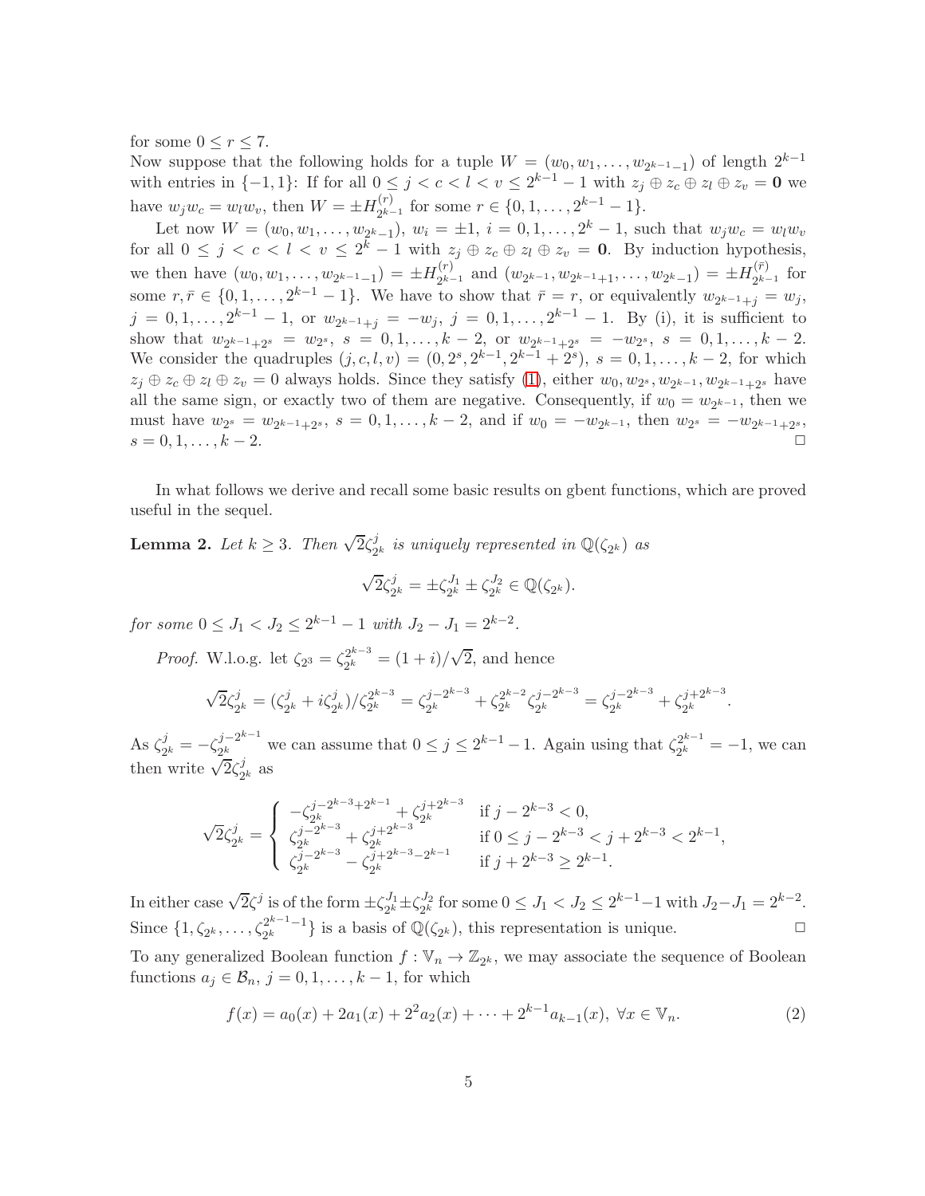for some $0 \le r \le 7$.
Now suppose that the following holds for a tuple $W = (w_0, w_1, \dots, w_{2^{k-1}-1})$ of length $2^{k-1}$ with entries in $\{-1, 1\}$: If for all $0 \le j < c < l < v \le 2^{k-1} - 1$ with $z_j \oplus z_c \oplus z_l \oplus z_v = \mathbf{0}$ we have $w_j w_c = w_l w_v$, then $W = \pm H^{(r)}_{2^{k-1}}$ for some $r \in \{0, 1, \dots, 2^{k-1} - 1\}$.

Let now $W = (w_0, w_1, \dots, w_{2^k - 1})$, $w_i = \pm 1$, $i = 0, 1, \dots, 2^k - 1$, such that $w_j w_c = w_l w_v$ for all $0 \le j < c < l < v \le 2^k - 1$ with $z_j \oplus z_c \oplus z_l \oplus z_v = \mathbf{0}$. By induction hypothesis, we then have $(w_0, w_1, \dots, w_{2^{k-1}-1}) = \pm H^{(r)}_{2^{k-1}}$ and $(w_{2^{k-1}}, w_{2^{k-1}+1}, \dots, w_{2^k-1}) = \pm H^{(\bar{r})}_{2^{k-1}}$ for some $r, \bar{r} \in \{0, 1, \dots, 2^{k-1} - 1\}$. We have to show that $\bar{r} = r$, or equivalently $w_{2^{k-1}+j} = w_j$, $j = 0, 1, \dots, 2^{k-1} - 1$, or $w_{2^{k-1}+j} = -w_j$, $j = 0, 1, \dots, 2^{k-1} - 1$. By (i), it is sufficient to show that $w_{2^{k-1}+2^s} = w_{2^s}$, $s = 0, 1, \dots, k-2$, or $w_{2^{k-1}+2^s} = -w_{2^s}$, $s = 0, 1, \dots, k-2$. We consider the quadruples $(j, c, l, v) = (0, 2^s, 2^{k-1}, 2^{k-1} + 2^s)$, $s = 0, 1, \dots, k-2$, for which $z_j \oplus z_c \oplus z_l \oplus z_v = 0$ always holds. Since they satisfy (1), either $w_0, w_{2^s}, w_{2^{k-1}}, w_{2^{k-1}+2^s}$ have all the same sign, or exactly two of them are negative. Consequently, if $w_0 = w_{2^{k-1}}$, then we must have $w_{2^s} = w_{2^{k-1}+2^s}$, $s = 0, 1, \dots, k-2$, and if $w_0 = -w_{2^{k-1}}$, then $w_{2^s} = -w_{2^{k-1}+2^s}$, $s = 0, 1, \dots, k-2$. □

In what follows we derive and recall some basic results on gbent functions, which are proved useful in the sequel.

**Lemma 2.** *Let $k \ge 3$. Then $\sqrt{2}\zeta^j_{2^k}$ is uniquely represented in $\mathbb{Q}(\zeta_{2^k})$ as*

$$\sqrt{2}\zeta^j_{2^k} = \pm\zeta^{J_1}_{2^k} \pm \zeta^{J_2}_{2^k} \in \mathbb{Q}(\zeta_{2^k}).$$

*for some $0 \le J_1 < J_2 \le 2^{k-1} - 1$ with $J_2 - J_1 = 2^{k-2}$.*

*Proof.* W.l.o.g. let $\zeta_{2^3} = \zeta^{2^{k-3}}_{2^k} = (1+i)/\sqrt{2}$, and hence

$$\sqrt{2}\zeta^j_{2^k} = (\zeta^j_{2^k} + i\zeta^j_{2^k})/\zeta^{2^{k-3}}_{2^k} = \zeta^{j-2^{k-3}}_{2^k} + \zeta^{2^{k-2}}_{2^k}\zeta^{j-2^{k-3}}_{2^k} = \zeta^{j-2^{k-3}}_{2^k} + \zeta^{j+2^{k-3}}_{2^k}.$$

As $\zeta^j_{2^k} = -\zeta^{j-2^{k-1}}_{2^k}$ we can assume that $0 \le j \le 2^{k-1} - 1$. Again using that $\zeta^{2^{k-1}}_{2^k} = -1$, we can then write $\sqrt{2}\zeta^j_{2^k}$ as

$$\sqrt{2}\zeta^j_{2^k} = \begin{cases} -\zeta^{j-2^{k-3}+2^{k-1}}_{2^k} + \zeta^{j+2^{k-3}}_{2^k} & \text{if } j - 2^{k-3} < 0, \\ \zeta^{j-2^{k-3}}_{2^k} + \zeta^{j+2^{k-3}}_{2^k} & \text{if } 0 \le j - 2^{k-3} < j + 2^{k-3} < 2^{k-1}, \\ \zeta^{j-2^{k-3}}_{2^k} - \zeta^{j+2^{k-3}-2^{k-1}}_{2^k} & \text{if } j + 2^{k-3} \ge 2^{k-1}. \end{cases}$$

In either case $\sqrt{2}\zeta^j$ is of the form $\pm\zeta^{J_1}_{2^k} \pm \zeta^{J_2}_{2^k}$ for some $0 \le J_1 < J_2 \le 2^{k-1} - 1$ with $J_2 - J_1 = 2^{k-2}$. Since $\{1, \zeta_{2^k}, \dots, \zeta^{2^{k-1}-1}_{2^k}\}$ is a basis of $\mathbb{Q}(\zeta_{2^k})$, this representation is unique. □

To any generalized Boolean function $f : \mathbb{V}_n \to \mathbb{Z}_{2^k}$, we may associate the sequence of Boolean functions $a_j \in \mathcal{B}_n$, $j = 0, 1, \dots, k-1$, for which

$$f(x) = a_0(x) + 2a_1(x) + 2^2 a_2(x) + \dots + 2^{k-1} a_{k-1}(x), \ \forall x \in \mathbb{V}_n. \tag{2}$$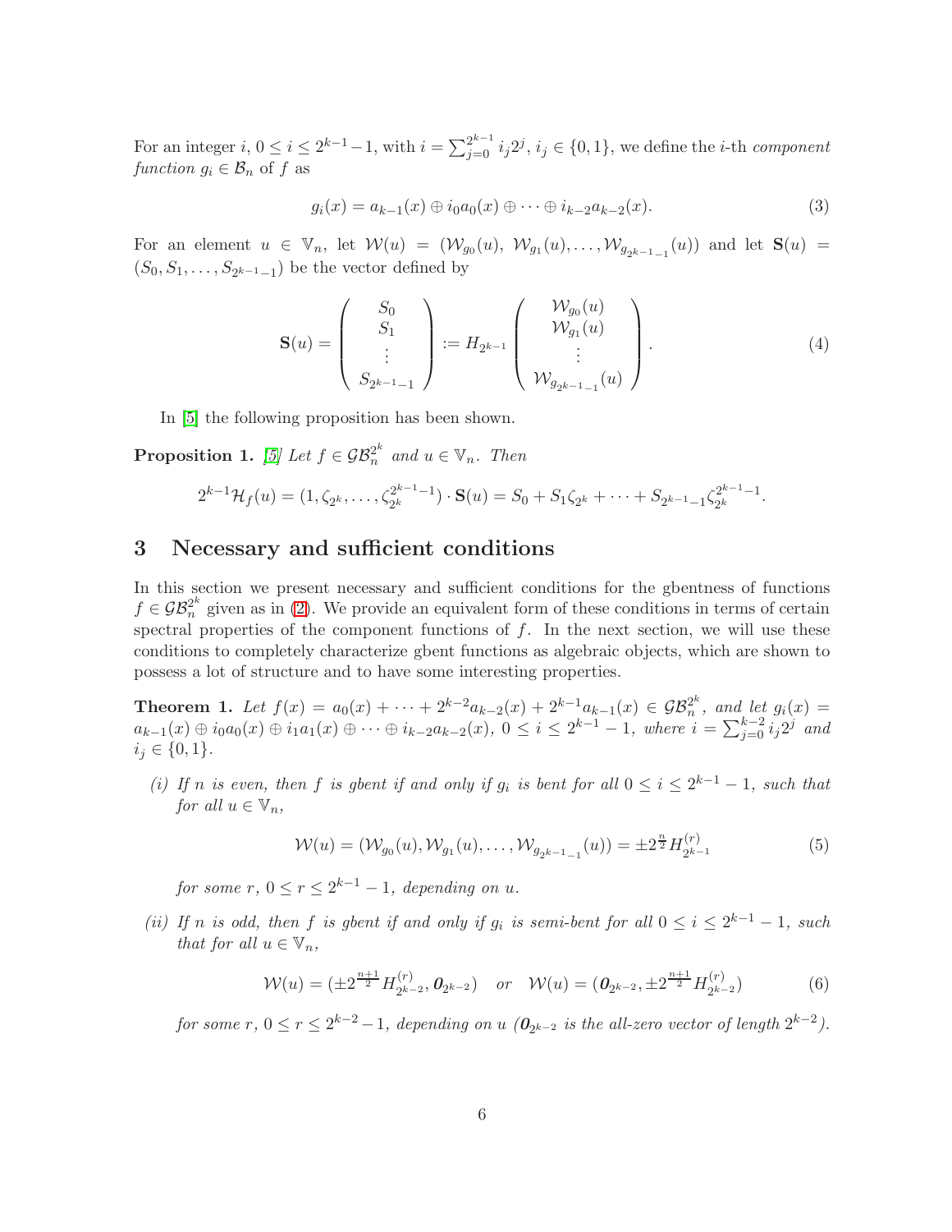For an integer $i$, $0 \le i \le 2^{k-1}-1$, with $i = \sum_{j=0}^{2^{k-1}} i_j 2^j$, $i_j \in \{0,1\}$, we define the $i$-th *component function* $g_i \in \mathcal{B}_n$ of $f$ as

$$g_i(x) = a_{k-1}(x) \oplus i_0 a_0(x) \oplus \cdots \oplus i_{k-2} a_{k-2}(x). \tag{3}$$

For an element $u \in \mathbb{V}_n$, let $\mathcal{W}(u) = (\mathcal{W}_{g_0}(u), \mathcal{W}_{g_1}(u), \ldots, \mathcal{W}_{g_{2^{k-1}-1}}(u))$ and let $\mathbf{S}(u) = (S_0, S_1, \ldots, S_{2^{k-1}-1})$ be the vector defined by

$$\mathbf{S}(u) = \begin{pmatrix} S_0 \\ S_1 \\ \vdots \\ S_{2^{k-1}-1} \end{pmatrix} := H_{2^{k-1}} \begin{pmatrix} \mathcal{W}_{g_0}(u) \\ \mathcal{W}_{g_1}(u) \\ \vdots \\ \mathcal{W}_{g_{2^{k-1}-1}}(u) \end{pmatrix}. \tag{4}$$

In [5] the following proposition has been shown.

**Proposition 1.** *[5] Let $f \in \mathcal{GB}_n^{2^k}$ and $u \in \mathbb{V}_n$. Then*

$$2^{k-1}\mathcal{H}_f(u) = (1, \zeta_{2^k}, \ldots, \zeta_{2^k}^{2^{k-1}-1}) \cdot \mathbf{S}(u) = S_0 + S_1\zeta_{2^k} + \cdots + S_{2^{k-1}-1}\zeta_{2^k}^{2^{k-1}-1}.$$

## 3 Necessary and sufficient conditions

In this section we present necessary and sufficient conditions for the gbentness of functions $f \in \mathcal{GB}_n^{2^k}$ given as in (2). We provide an equivalent form of these conditions in terms of certain spectral properties of the component functions of $f$. In the next section, we will use these conditions to completely characterize gbent functions as algebraic objects, which are shown to possess a lot of structure and to have some interesting properties.

**Theorem 1.** *Let $f(x) = a_0(x) + \cdots + 2^{k-2}a_{k-2}(x) + 2^{k-1}a_{k-1}(x) \in \mathcal{GB}_n^{2^k}$, and let $g_i(x) = a_{k-1}(x) \oplus i_0 a_0(x) \oplus i_1 a_1(x) \oplus \cdots \oplus i_{k-2}a_{k-2}(x)$, $0 \le i \le 2^{k-1}-1$, where $i = \sum_{j=0}^{k-2} i_j 2^j$ and $i_j \in \{0,1\}$.*

*(i) If $n$ is even, then $f$ is gbent if and only if $g_i$ is bent for all $0 \le i \le 2^{k-1}-1$, such that for all $u \in \mathbb{V}_n$,*

$$\mathcal{W}(u) = (\mathcal{W}_{g_0}(u), \mathcal{W}_{g_1}(u), \ldots, \mathcal{W}_{g_{2^{k-1}-1}}(u)) = \pm 2^{\frac{n}{2}} H_{2^{k-1}}^{(r)} \tag{5}$$

*for some $r$, $0 \le r \le 2^{k-1}-1$, depending on $u$.*

*(ii) If $n$ is odd, then $f$ is gbent if and only if $g_i$ is semi-bent for all $0 \le i \le 2^{k-1}-1$, such that for all $u \in \mathbb{V}_n$,*

$$\mathcal{W}(u) = (\pm 2^{\frac{n+1}{2}} H_{2^{k-2}}^{(r)}, \mathbf{0}_{2^{k-2}}) \quad or \quad \mathcal{W}(u) = (\mathbf{0}_{2^{k-2}}, \pm 2^{\frac{n+1}{2}} H_{2^{k-2}}^{(r)}) \tag{6}$$

*for some $r$, $0 \le r \le 2^{k-2}-1$, depending on $u$ ($\mathbf{0}_{2^{k-2}}$ is the all-zero vector of length $2^{k-2}$).*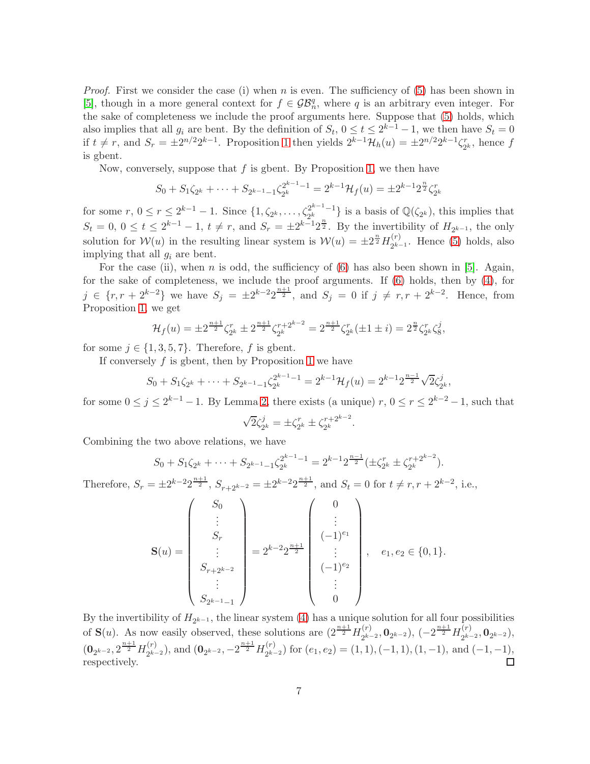*Proof.* First we consider the case (i) when $n$ is even. The sufficiency of (5) has been shown in [5], though in a more general context for $f \in \mathcal{GB}_n^q$, where $q$ is an arbitrary even integer. For the sake of completeness we include the proof arguments here. Suppose that (5) holds, which also implies that all $g_i$ are bent. By the definition of $S_t$, $0 \le t \le 2^{k-1}-1$, we then have $S_t = 0$ if $t \ne r$, and $S_r = \pm 2^{n/2} 2^{k-1}$. Proposition 1 then yields $2^{k-1}\mathcal{H}_h(u) = \pm 2^{n/2}2^{k-1}\zeta_{2^k}^r$, hence $f$ is gbent.

Now, conversely, suppose that $f$ is gbent. By Proposition 1, we then have

$$S_0 + S_1\zeta_{2^k} + \cdots + S_{2^{k-1}-1}\zeta_{2^k}^{2^{k-1}-1} = 2^{k-1}\mathcal{H}_f(u) = \pm 2^{k-1}2^{\frac{n}{2}}\zeta_{2^k}^r$$

for some $r$, $0 \le r \le 2^{k-1}-1$. Since $\{1, \zeta_{2^k}, \ldots, \zeta_{2^k}^{2^{k-1}-1}\}$ is a basis of $\mathbb{Q}(\zeta_{2^k})$, this implies that $S_t = 0$, $0 \le t \le 2^{k-1}-1$, $t \ne r$, and $S_r = \pm 2^{k-1}2^{\frac{n}{2}}$. By the invertibility of $H_{2^{k-1}}$, the only solution for $\mathcal{W}(u)$ in the resulting linear system is $\mathcal{W}(u) = \pm 2^{\frac{n}{2}} H_{2^{k-1}}^{(r)}$. Hence (5) holds, also implying that all $g_i$ are bent.

For the case (ii), when $n$ is odd, the sufficiency of (6) has also been shown in [5]. Again, for the sake of completeness, we include the proof arguments. If (6) holds, then by (4), for $j \in \{r, r+2^{k-2}\}$ we have $S_j = \pm 2^{k-2}2^{\frac{n+1}{2}}$, and $S_j = 0$ if $j \ne r, r+2^{k-2}$. Hence, from Proposition 1, we get

$$\mathcal{H}_f(u) = \pm 2^{\frac{n+1}{2}}\zeta_{2^k}^r \pm 2^{\frac{n+1}{2}}\zeta_{2^k}^{r+2^{k-2}} = 2^{\frac{n+1}{2}}\zeta_{2^k}^r(\pm 1 \pm i) = 2^{\frac{n}{2}}\zeta_{2^k}^r\zeta_8^j,$$

for some $j \in \{1,3,5,7\}$. Therefore, $f$ is gbent.

If conversely $f$ is gbent, then by Proposition 1 we have

$$S_0 + S_1\zeta_{2^k} + \cdots + S_{2^{k-1}-1}\zeta_{2^k}^{2^{k-1}-1} = 2^{k-1}\mathcal{H}_f(u) = 2^{k-1}2^{\frac{n-1}{2}}\sqrt{2}\zeta_{2^k}^j,$$

for some $0 \le j \le 2^{k-1}-1$. By Lemma 2, there exists (a unique) $r$, $0 \le r \le 2^{k-2}-1$, such that

$$\sqrt{2}\zeta_{2^k}^j = \pm\zeta_{2^k}^r \pm \zeta_{2^k}^{r+2^{k-2}}.$$

Combining the two above relations, we have

$$S_0 + S_1\zeta_{2^k} + \cdots + S_{2^{k-1}-1}\zeta_{2^k}^{2^{k-1}-1} = 2^{k-1}2^{\frac{n-1}{2}}(\pm\zeta_{2^k}^r \pm \zeta_{2^k}^{r+2^{k-2}}).$$

Therefore, $S_r = \pm 2^{k-2}2^{\frac{n+1}{2}}$, $S_{r+2^{k-2}} = \pm 2^{k-2}2^{\frac{n+1}{2}}$, and $S_t = 0$ for $t \ne r, r+2^{k-2}$, i.e.,

$$\mathbf{S}(u) = \begin{pmatrix} S_0 \\ \vdots \\ S_r \\ \vdots \\ S_{r+2^{k-2}} \\ \vdots \\ S_{2^{k-1}-1} \end{pmatrix} = 2^{k-2}2^{\frac{n+1}{2}} \begin{pmatrix} 0 \\ \vdots \\ (-1)^{e_1} \\ \vdots \\ (-1)^{e_2} \\ \vdots \\ 0 \end{pmatrix}, \quad e_1, e_2 \in \{0,1\}.$$

By the invertibility of $H_{2^{k-1}}$, the linear system (4) has a unique solution for all four possibilities of $\mathbf{S}(u)$. As now easily observed, these solutions are $(2^{\frac{n+1}{2}}H_{2^{k-2}}^{(r)}, \mathbf{0}_{2^{k-2}})$, $(-2^{\frac{n+1}{2}}H_{2^{k-2}}^{(r)}, \mathbf{0}_{2^{k-2}})$, $(\mathbf{0}_{2^{k-2}}, 2^{\frac{n+1}{2}}H_{2^{k-2}}^{(r)})$, and $(\mathbf{0}_{2^{k-2}}, -2^{\frac{n+1}{2}}H_{2^{k-2}}^{(r)})$ for $(e_1,e_2) = (1,1), (-1,1), (1,-1)$, and $(-1,-1)$, respectively. ☐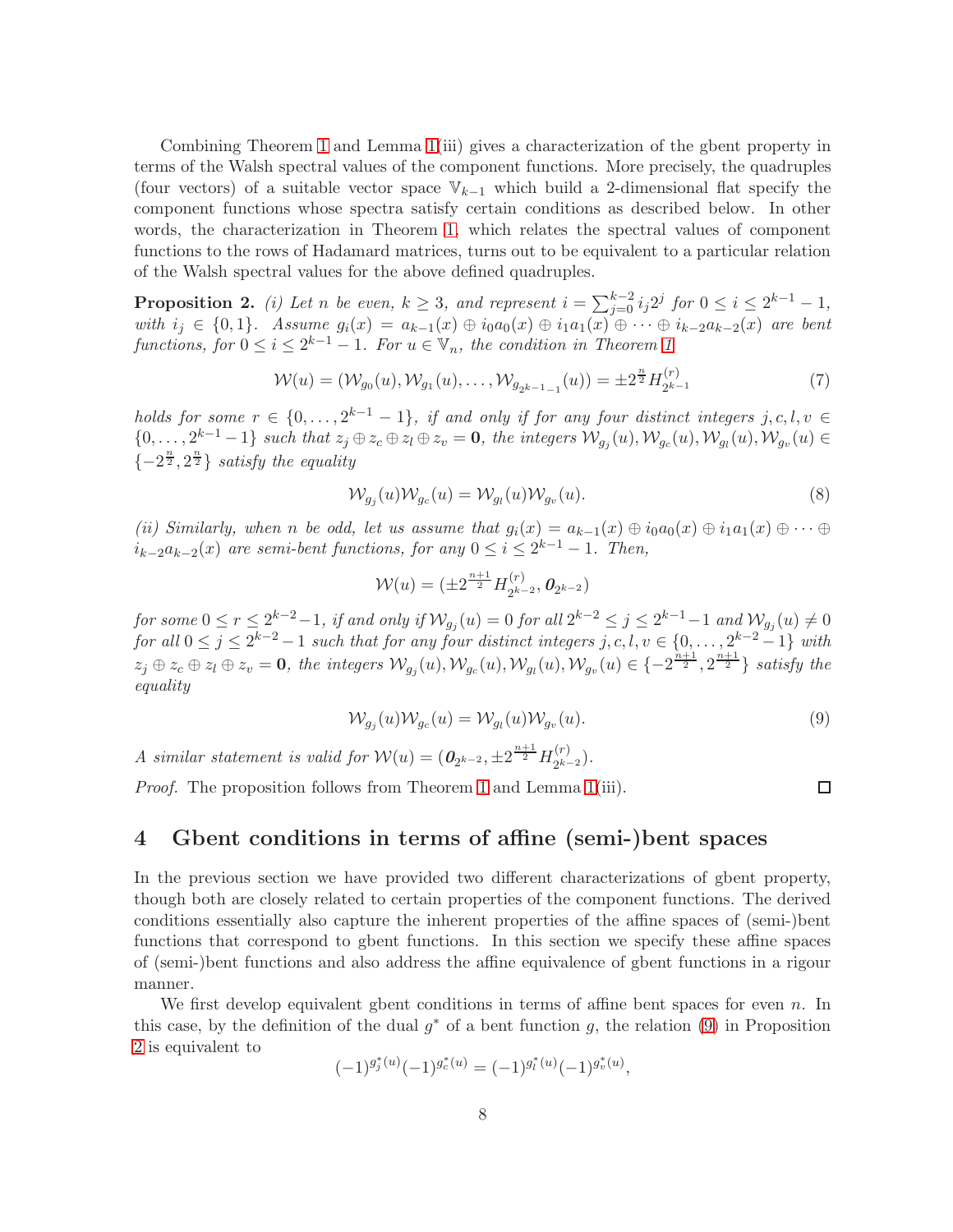Combining Theorem 1 and Lemma 1(iii) gives a characterization of the gbent property in terms of the Walsh spectral values of the component functions. More precisely, the quadruples (four vectors) of a suitable vector space $\mathbb{V}_{k-1}$ which build a 2-dimensional flat specify the component functions whose spectra satisfy certain conditions as described below. In other words, the characterization in Theorem 1, which relates the spectral values of component functions to the rows of Hadamard matrices, turns out to be equivalent to a particular relation of the Walsh spectral values for the above defined quadruples.

**Proposition 2.** *(i) Let $n$ be even, $k \geq 3$, and represent $i = \sum_{j=0}^{k-2} i_j 2^j$ for $0 \leq i \leq 2^{k-1}-1$, with $i_j \in \{0,1\}$. Assume $g_i(x) = a_{k-1}(x) \oplus i_0 a_0(x) \oplus i_1 a_1(x) \oplus \cdots \oplus i_{k-2} a_{k-2}(x)$ are bent functions, for $0 \leq i \leq 2^{k-1}-1$. For $u \in \mathbb{V}_n$, the condition in Theorem 1*

$$\mathcal{W}(u) = (\mathcal{W}_{g_0}(u), \mathcal{W}_{g_1}(u), \ldots, \mathcal{W}_{g_{2^{k-1}-1}}(u)) = \pm 2^{\frac{n}{2}} H^{(r)}_{2^{k-1}} \tag{7}$$

*holds for some $r \in \{0, \ldots, 2^{k-1}-1\}$, if and only if for any four distinct integers $j, c, l, v \in \{0, \ldots, 2^{k-1}-1\}$ such that $z_j \oplus z_c \oplus z_l \oplus z_v = \mathbf{0}$, the integers $\mathcal{W}_{g_j}(u), \mathcal{W}_{g_c}(u), \mathcal{W}_{g_l}(u), \mathcal{W}_{g_v}(u) \in \{-2^{\frac{n}{2}}, 2^{\frac{n}{2}}\}$ satisfy the equality*

$$\mathcal{W}_{g_j}(u)\mathcal{W}_{g_c}(u) = \mathcal{W}_{g_l}(u)\mathcal{W}_{g_v}(u). \tag{8}$$

*(ii) Similarly, when $n$ be odd, let us assume that $g_i(x) = a_{k-1}(x) \oplus i_0 a_0(x) \oplus i_1 a_1(x) \oplus \cdots \oplus i_{k-2} a_{k-2}(x)$ are semi-bent functions, for any $0 \leq i \leq 2^{k-1}-1$. Then,*

$$\mathcal{W}(u) = (\pm 2^{\frac{n+1}{2}} H^{(r)}_{2^{k-2}}, \mathbf{0}_{2^{k-2}})$$

*for some $0 \leq r \leq 2^{k-2}-1$, if and only if $\mathcal{W}_{g_j}(u) = 0$ for all $2^{k-2} \leq j \leq 2^{k-1}-1$ and $\mathcal{W}_{g_j}(u) \neq 0$ for all $0 \leq j \leq 2^{k-2}-1$ such that for any four distinct integers $j, c, l, v \in \{0, \ldots, 2^{k-2}-1\}$ with $z_j \oplus z_c \oplus z_l \oplus z_v = \mathbf{0}$, the integers $\mathcal{W}_{g_j}(u), \mathcal{W}_{g_c}(u), \mathcal{W}_{g_l}(u), \mathcal{W}_{g_v}(u) \in \{-2^{\frac{n+1}{2}}, 2^{\frac{n+1}{2}}\}$ satisfy the equality*

$$\mathcal{W}_{g_j}(u)\mathcal{W}_{g_c}(u) = \mathcal{W}_{g_l}(u)\mathcal{W}_{g_v}(u). \tag{9}$$

*A similar statement is valid for $\mathcal{W}(u) = (\mathbf{0}_{2^{k-2}}, \pm 2^{\frac{n+1}{2}} H^{(r)}_{2^{k-2}})$.*

*Proof.* The proposition follows from Theorem 1 and Lemma 1(iii). $\square$

## 4 Gbent conditions in terms of affine (semi-)bent spaces

In the previous section we have provided two different characterizations of gbent property, though both are closely related to certain properties of the component functions. The derived conditions essentially also capture the inherent properties of the affine spaces of (semi-)bent functions that correspond to gbent functions. In this section we specify these affine spaces of (semi-)bent functions and also address the affine equivalence of gbent functions in a rigour manner.

We first develop equivalent gbent conditions in terms of affine bent spaces for even $n$. In this case, by the definition of the dual $g^*$ of a bent function $g$, the relation (9) in Proposition 2 is equivalent to

$$(-1)^{g_j^*(u)}(-1)^{g_c^*(u)} = (-1)^{g_l^*(u)}(-1)^{g_v^*(u)},$$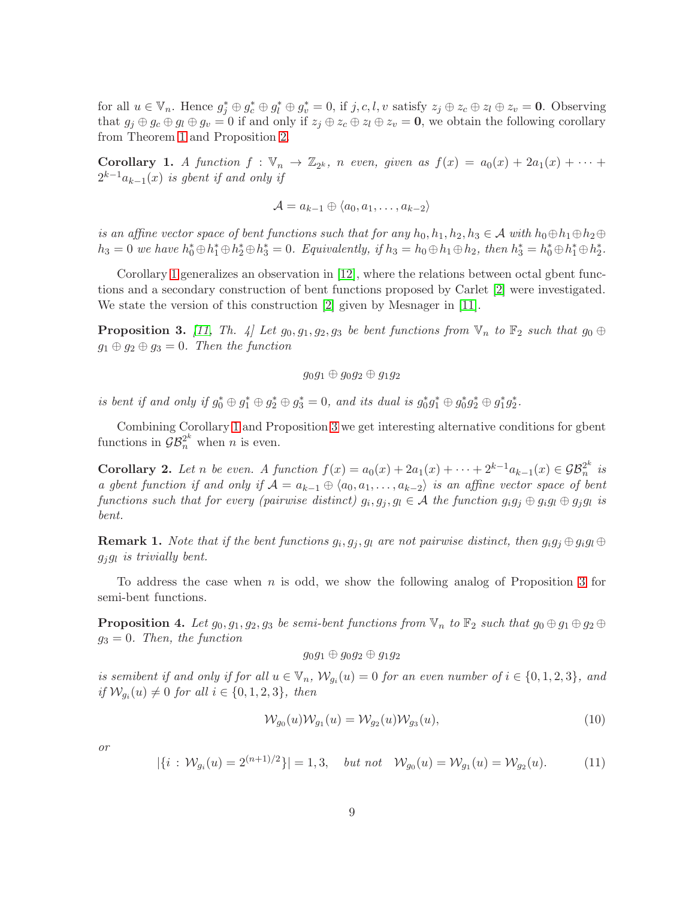for all $u \in \mathbb{V}_n$. Hence $g_j^* \oplus g_c^* \oplus g_l^* \oplus g_v^* = 0$, if $j, c, l, v$ satisfy $z_j \oplus z_c \oplus z_l \oplus z_v = \mathbf{0}$. Observing that $g_j \oplus g_c \oplus g_l \oplus g_v = 0$ if and only if $z_j \oplus z_c \oplus z_l \oplus z_v = \mathbf{0}$, we obtain the following corollary from Theorem 1 and Proposition 2.

**Corollary 1.** *A function $f : \mathbb{V}_n \to \mathbb{Z}_{2^k}$, $n$ even, given as $f(x) = a_0(x) + 2a_1(x) + \cdots + 2^{k-1}a_{k-1}(x)$ is gbent if and only if*

$$\mathcal{A} = a_{k-1} \oplus \langle a_0, a_1, \ldots, a_{k-2} \rangle$$

*is an affine vector space of bent functions such that for any $h_0, h_1, h_2, h_3 \in \mathcal{A}$ with $h_0 \oplus h_1 \oplus h_2 \oplus h_3 = 0$ we have $h_0^* \oplus h_1^* \oplus h_2^* \oplus h_3^* = 0$. Equivalently, if $h_3 = h_0 \oplus h_1 \oplus h_2$, then $h_3^* = h_0^* \oplus h_1^* \oplus h_2^*$.*

Corollary 1 generalizes an observation in [12], where the relations between octal gbent functions and a secondary construction of bent functions proposed by Carlet [2] were investigated. We state the version of this construction [2] given by Mesnager in [11].

**Proposition 3.** *[11, Th. 4] Let $g_0, g_1, g_2, g_3$ be bent functions from $\mathbb{V}_n$ to $\mathbb{F}_2$ such that $g_0 \oplus g_1 \oplus g_2 \oplus g_3 = 0$. Then the function*

$$g_0 g_1 \oplus g_0 g_2 \oplus g_1 g_2$$

*is bent if and only if $g_0^* \oplus g_1^* \oplus g_2^* \oplus g_3^* = 0$, and its dual is $g_0^* g_1^* \oplus g_0^* g_2^* \oplus g_1^* g_2^*$.*

Combining Corollary 1 and Proposition 3 we get interesting alternative conditions for gbent functions in $\mathcal{GB}_n^{2^k}$ when $n$ is even.

**Corollary 2.** *Let $n$ be even. A function $f(x) = a_0(x) + 2a_1(x) + \cdots + 2^{k-1}a_{k-1}(x) \in \mathcal{GB}_n^{2^k}$ is a gbent function if and only if $\mathcal{A} = a_{k-1} \oplus \langle a_0, a_1, \ldots, a_{k-2} \rangle$ is an affine vector space of bent functions such that for every (pairwise distinct) $g_i, g_j, g_l \in \mathcal{A}$ the function $g_i g_j \oplus g_i g_l \oplus g_j g_l$ is bent.*

**Remark 1.** *Note that if the bent functions $g_i, g_j, g_l$ are not pairwise distinct, then $g_i g_j \oplus g_i g_l \oplus g_j g_l$ is trivially bent.*

To address the case when $n$ is odd, we show the following analog of Proposition 3 for semi-bent functions.

**Proposition 4.** *Let $g_0, g_1, g_2, g_3$ be semi-bent functions from $\mathbb{V}_n$ to $\mathbb{F}_2$ such that $g_0 \oplus g_1 \oplus g_2 \oplus g_3 = 0$. Then, the function*

$$g_0 g_1 \oplus g_0 g_2 \oplus g_1 g_2$$

*is semibent if and only if for all $u \in \mathbb{V}_n$, $\mathcal{W}_{g_i}(u) = 0$ for an even number of $i \in \{0, 1, 2, 3\}$, and if $\mathcal{W}_{g_i}(u) \neq 0$ for all $i \in \{0, 1, 2, 3\}$, then*

$$\mathcal{W}_{g_0}(u)\mathcal{W}_{g_1}(u) = \mathcal{W}_{g_2}(u)\mathcal{W}_{g_3}(u), \tag{10}$$

*or*

$$|\{i : \mathcal{W}_{g_i}(u) = 2^{(n+1)/2}\}| = 1, 3, \quad \text{but not} \quad \mathcal{W}_{g_0}(u) = \mathcal{W}_{g_1}(u) = \mathcal{W}_{g_2}(u). \tag{11}$$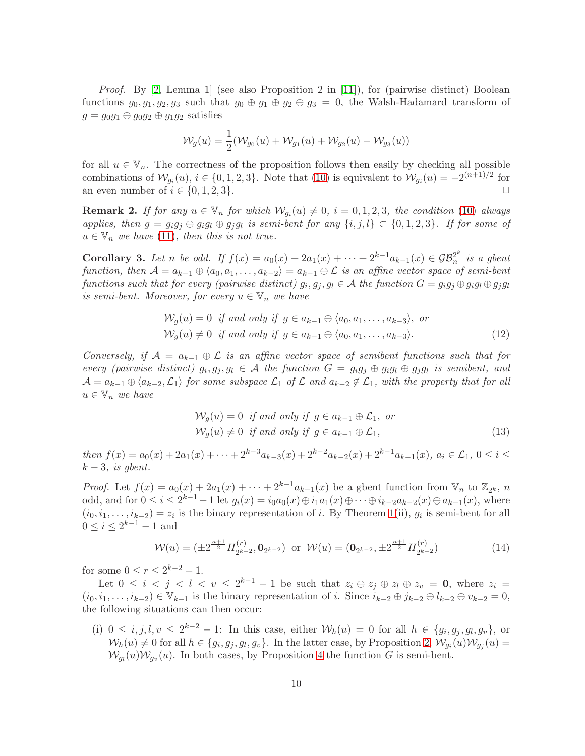*Proof.* By [2, Lemma 1] (see also Proposition 2 in [11]), for (pairwise distinct) Boolean functions $g_0, g_1, g_2, g_3$ such that $g_0 \oplus g_1 \oplus g_2 \oplus g_3 = 0$, the Walsh-Hadamard transform of $g = g_0 g_1 \oplus g_0 g_2 \oplus g_1 g_2$ satisfies

$$\mathcal{W}_g(u) = \frac{1}{2}(\mathcal{W}_{g_0}(u) + \mathcal{W}_{g_1}(u) + \mathcal{W}_{g_2}(u) - \mathcal{W}_{g_3}(u))$$

for all $u \in \mathbb{V}_n$. The correctness of the proposition follows then easily by checking all possible combinations of $\mathcal{W}_{g_i}(u)$, $i \in \{0,1,2,3\}$. Note that (10) is equivalent to $\mathcal{W}_{g_i}(u) = -2^{(n+1)/2}$ for an even number of $i \in \{0,1,2,3\}$. □

**Remark 2.** *If for any $u \in \mathbb{V}_n$ for which $\mathcal{W}_{g_i}(u) \neq 0$, $i = 0,1,2,3$, the condition (10) always applies, then $g = g_i g_j \oplus g_i g_l \oplus g_j g_l$ is semi-bent for any $\{i,j,l\} \subset \{0,1,2,3\}$. If for some of $u \in \mathbb{V}_n$ we have (11), then this is not true.*

**Corollary 3.** *Let $n$ be odd. If $f(x) = a_0(x) + 2a_1(x) + \cdots + 2^{k-1}a_{k-1}(x) \in \mathcal{GB}_n^{2^k}$ is a gbent function, then $\mathcal{A} = a_{k-1} \oplus \langle a_0, a_1, \ldots, a_{k-2}\rangle = a_{k-1} \oplus \mathcal{L}$ is an affine vector space of semi-bent functions such that for every (pairwise distinct) $g_i, g_j, g_l \in \mathcal{A}$ the function $G = g_i g_j \oplus g_i g_l \oplus g_j g_l$ is semi-bent. Moreover, for every $u \in \mathbb{V}_n$ we have*

$$\begin{aligned}
&\mathcal{W}_g(u) = 0 \ \text{ if and only if } \ g \in a_{k-1} \oplus \langle a_0, a_1, \ldots, a_{k-3}\rangle, \text{ or}\\
&\mathcal{W}_g(u) \neq 0 \ \text{ if and only if } \ g \in a_{k-1} \oplus \langle a_0, a_1, \ldots, a_{k-3}\rangle.
\end{aligned} \tag{12}$$

*Conversely, if $\mathcal{A} = a_{k-1} \oplus \mathcal{L}$ is an affine vector space of semibent functions such that for every (pairwise distinct) $g_i, g_j, g_l \in \mathcal{A}$ the function $G = g_i g_j \oplus g_i g_l \oplus g_j g_l$ is semibent, and $\mathcal{A} = a_{k-1} \oplus \langle a_{k-2}, \mathcal{L}_1\rangle$ for some subspace $\mathcal{L}_1$ of $\mathcal{L}$ and $a_{k-2} \notin \mathcal{L}_1$, with the property that for all $u \in \mathbb{V}_n$ we have*

$$\begin{aligned}
&\mathcal{W}_g(u) = 0 \ \text{ if and only if } \ g \in a_{k-1} \oplus \mathcal{L}_1, \text{ or}\\
&\mathcal{W}_g(u) \neq 0 \ \text{ if and only if } \ g \in a_{k-1} \oplus \mathcal{L}_1,
\end{aligned} \tag{13}$$

*then $f(x) = a_0(x) + 2a_1(x) + \cdots + 2^{k-3}a_{k-3}(x) + 2^{k-2}a_{k-2}(x) + 2^{k-1}a_{k-1}(x)$, $a_i \in \mathcal{L}_1$, $0 \le i \le k-3$, is gbent.*

*Proof.* Let $f(x) = a_0(x) + 2a_1(x) + \cdots + 2^{k-1}a_{k-1}(x)$ be a gbent function from $\mathbb{V}_n$ to $\mathbb{Z}_{2^k}$, $n$ odd, and for $0 \le i \le 2^{k-1}-1$ let $g_i(x) = i_0 a_0(x) \oplus i_1 a_1(x) \oplus \cdots \oplus i_{k-2}a_{k-2}(x) \oplus a_{k-1}(x)$, where $(i_0, i_1, \ldots, i_{k-2}) = z_i$ is the binary representation of $i$. By Theorem 1(ii), $g_i$ is semi-bent for all $0 \le i \le 2^{k-1}-1$ and

$$\mathcal{W}(u) = (\pm 2^{\frac{n+1}{2}} H_{2^{k-2}}^{(r)}, \mathbf{0}_{2^{k-2}}) \ \text{ or } \ \mathcal{W}(u) = (\mathbf{0}_{2^{k-2}}, \pm 2^{\frac{n+1}{2}} H_{2^{k-2}}^{(r)}) \tag{14}$$

for some $0 \le r \le 2^{k-2}-1$.

Let $0 \le i < j < l < v \le 2^{k-1}-1$ be such that $z_i \oplus z_j \oplus z_l \oplus z_v = \mathbf{0}$, where $z_i = (i_0, i_1, \ldots, i_{k-2}) \in \mathbb{V}_{k-1}$ is the binary representation of $i$. Since $i_{k-2} \oplus j_{k-2} \oplus l_{k-2} \oplus v_{k-2} = 0$, the following situations can then occur:

(i) $0 \le i,j,l,v \le 2^{k-2}-1$: In this case, either $\mathcal{W}_h(u) = 0$ for all $h \in \{g_i, g_j, g_l, g_v\}$, or $\mathcal{W}_h(u) \neq 0$ for all $h \in \{g_i, g_j, g_l, g_v\}$. In the latter case, by Proposition 2, $\mathcal{W}_{g_i}(u)\mathcal{W}_{g_j}(u) = \mathcal{W}_{g_l}(u)\mathcal{W}_{g_v}(u)$. In both cases, by Proposition 4 the function $G$ is semi-bent.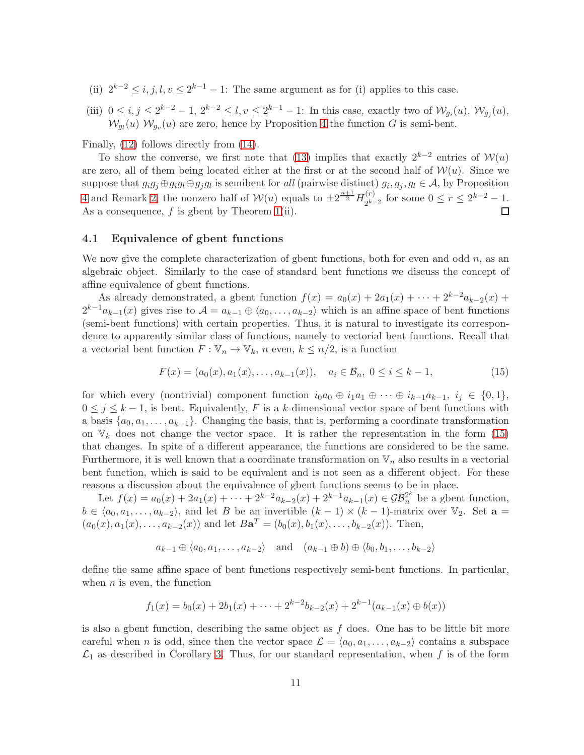(ii) $2^{k-2} \le i, j, l, v \le 2^{k-1} - 1$: The same argument as for (i) applies to this case.

(iii) $0 \le i, j \le 2^{k-2} - 1$, $2^{k-2} \le l, v \le 2^{k-1} - 1$: In this case, exactly two of $\mathcal{W}_{g_i}(u)$, $\mathcal{W}_{g_j}(u)$, $\mathcal{W}_{g_l}(u)$ $\mathcal{W}_{g_v}(u)$ are zero, hence by Proposition 4 the function $G$ is semi-bent.

Finally, (12) follows directly from (14).

To show the converse, we first note that (13) implies that exactly $2^{k-2}$ entries of $\mathcal{W}(u)$ are zero, all of them being located either at the first or at the second half of $\mathcal{W}(u)$. Since we suppose that $g_i g_j \oplus g_i g_l \oplus g_j g_l$ is semibent for *all* (pairwise distinct) $g_i, g_j, g_l \in \mathcal{A}$, by Proposition 4 and Remark 2, the nonzero half of $\mathcal{W}(u)$ equals to $\pm 2^{\frac{n+1}{2}} H^{(r)}_{2^{k-2}}$ for some $0 \le r \le 2^{k-2} - 1$. As a consequence, $f$ is gbent by Theorem 1(ii). $\square$

### 4.1 Equivalence of gbent functions

We now give the complete characterization of gbent functions, both for even and odd $n$, as an algebraic object. Similarly to the case of standard bent functions we discuss the concept of affine equivalence of gbent functions.

As already demonstrated, a gbent function $f(x) = a_0(x) + 2a_1(x) + \cdots + 2^{k-2}a_{k-2}(x) + 2^{k-1}a_{k-1}(x)$ gives rise to $\mathcal{A} = a_{k-1} \oplus \langle a_0, \ldots, a_{k-2} \rangle$ which is an affine space of bent functions (semi-bent functions) with certain properties. Thus, it is natural to investigate its correspondence to apparently similar class of functions, namely to vectorial bent functions. Recall that a vectorial bent function $F : \mathbb{V}_n \to \mathbb{V}_k$, $n$ even, $k \le n/2$, is a function

$$F(x) = (a_0(x), a_1(x), \ldots, a_{k-1}(x)), \quad a_i \in \mathcal{B}_n,\ 0 \le i \le k-1, \tag{15}$$

for which every (nontrivial) component function $i_0 a_0 \oplus i_1 a_1 \oplus \cdots \oplus i_{k-1} a_{k-1}$, $i_j \in \{0, 1\}$, $0 \le j \le k-1$, is bent. Equivalently, $F$ is a $k$-dimensional vector space of bent functions with a basis $\{a_0, a_1, \ldots, a_{k-1}\}$. Changing the basis, that is, performing a coordinate transformation on $\mathbb{V}_k$ does not change the vector space. It is rather the representation in the form (15) that changes. In spite of a different appearance, the functions are considered to be the same. Furthermore, it is well known that a coordinate transformation on $\mathbb{V}_n$ also results in a vectorial bent function, which is said to be equivalent and is not seen as a different object. For these reasons a discussion about the equivalence of gbent functions seems to be in place.

Let $f(x) = a_0(x) + 2a_1(x) + \cdots + 2^{k-2}a_{k-2}(x) + 2^{k-1}a_{k-1}(x) \in \mathcal{GB}_n^{2^k}$ be a gbent function, $b \in \langle a_0, a_1, \ldots, a_{k-2} \rangle$, and let $B$ be an invertible $(k-1) \times (k-1)$-matrix over $\mathbb{V}_2$. Set $\mathbf{a} = (a_0(x), a_1(x), \ldots, a_{k-2}(x))$ and let $B\mathbf{a}^T = (b_0(x), b_1(x), \ldots, b_{k-2}(x))$. Then,

$$a_{k-1} \oplus \langle a_0, a_1, \ldots, a_{k-2} \rangle \quad \text{and} \quad (a_{k-1} \oplus b) \oplus \langle b_0, b_1, \ldots, b_{k-2} \rangle$$

define the same affine space of bent functions respectively semi-bent functions. In particular, when $n$ is even, the function

$$f_1(x) = b_0(x) + 2b_1(x) + \cdots + 2^{k-2}b_{k-2}(x) + 2^{k-1}(a_{k-1}(x) \oplus b(x))$$

is also a gbent function, describing the same object as $f$ does. One has to be little bit more careful when $n$ is odd, since then the vector space $\mathcal{L} = \langle a_0, a_1, \ldots, a_{k-2} \rangle$ contains a subspace $\mathcal{L}_1$ as described in Corollary 3. Thus, for our standard representation, when $f$ is of the form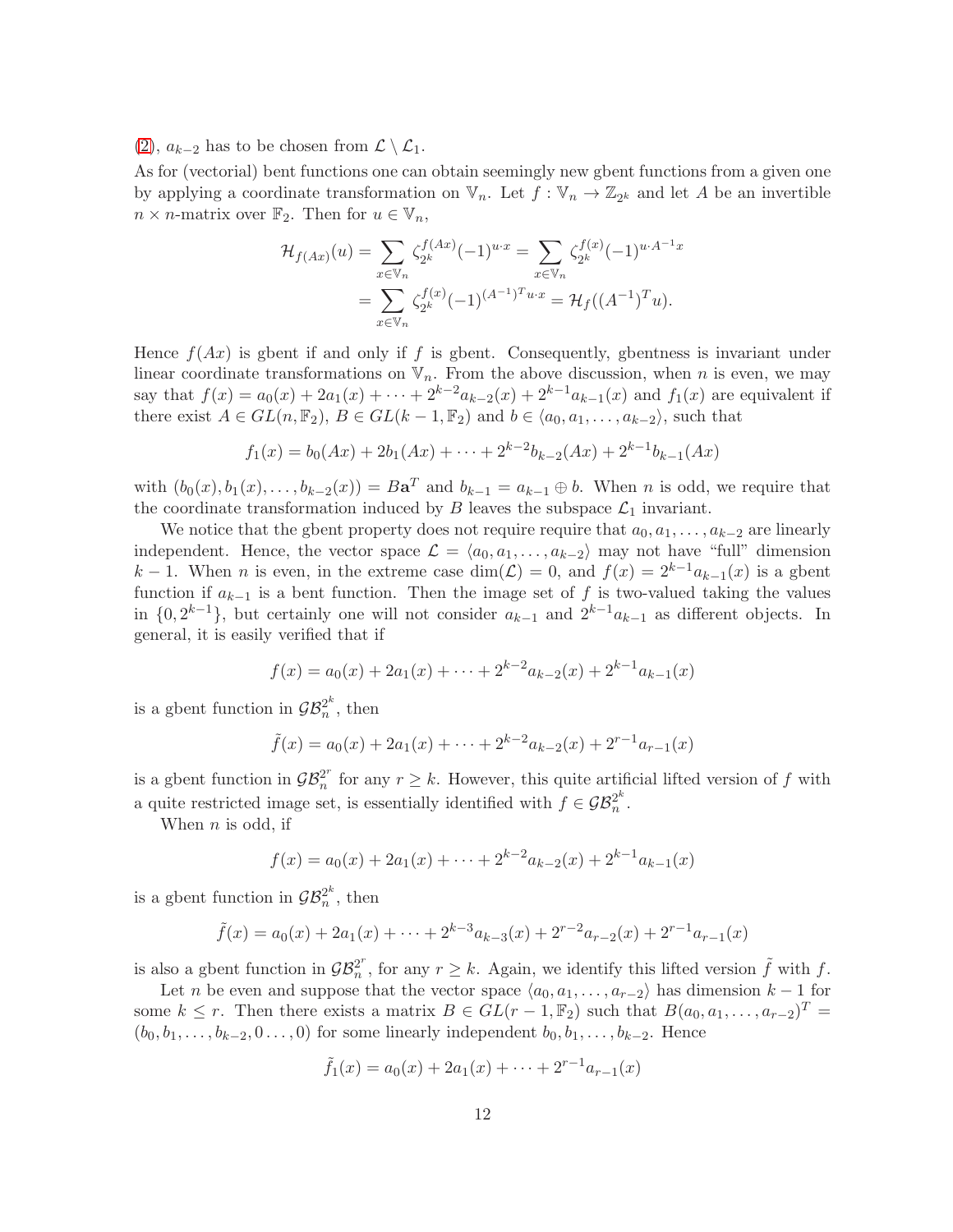(2), $a_{k-2}$ has to be chosen from $\mathcal{L} \setminus \mathcal{L}_1$.

As for (vectorial) bent functions one can obtain seemingly new gbent functions from a given one by applying a coordinate transformation on $\mathbb{V}_n$. Let $f : \mathbb{V}_n \to \mathbb{Z}_{2^k}$ and let $A$ be an invertible $n \times n$-matrix over $\mathbb{F}_2$. Then for $u \in \mathbb{V}_n$,

$$
\begin{aligned}
\mathcal{H}_{f(Ax)}(u) &= \sum_{x \in \mathbb{V}_n} \zeta_{2^k}^{f(Ax)} (-1)^{u \cdot x} = \sum_{x \in \mathbb{V}_n} \zeta_{2^k}^{f(x)} (-1)^{u \cdot A^{-1} x} \\
&= \sum_{x \in \mathbb{V}_n} \zeta_{2^k}^{f(x)} (-1)^{(A^{-1})^T u \cdot x} = \mathcal{H}_f((A^{-1})^T u).
\end{aligned}
$$

Hence $f(Ax)$ is gbent if and only if $f$ is gbent. Consequently, gbentness is invariant under linear coordinate transformations on $\mathbb{V}_n$. From the above discussion, when $n$ is even, we may say that $f(x) = a_0(x) + 2a_1(x) + \cdots + 2^{k-2}a_{k-2}(x) + 2^{k-1}a_{k-1}(x)$ and $f_1(x)$ are equivalent if there exist $A \in GL(n, \mathbb{F}_2)$, $B \in GL(k-1, \mathbb{F}_2)$ and $b \in \langle a_0, a_1, \ldots, a_{k-2} \rangle$, such that

$$
f_1(x) = b_0(Ax) + 2b_1(Ax) + \cdots + 2^{k-2}b_{k-2}(Ax) + 2^{k-1}b_{k-1}(Ax)
$$

with $(b_0(x), b_1(x), \ldots, b_{k-2}(x)) = B\mathbf{a}^T$ and $b_{k-1} = a_{k-1} \oplus b$. When $n$ is odd, we require that the coordinate transformation induced by $B$ leaves the subspace $\mathcal{L}_1$ invariant.

We notice that the gbent property does not require require that $a_0, a_1, \ldots, a_{k-2}$ are linearly independent. Hence, the vector space $\mathcal{L} = \langle a_0, a_1, \ldots, a_{k-2} \rangle$ may not have "full" dimension $k-1$. When $n$ is even, in the extreme case $\dim(\mathcal{L}) = 0$, and $f(x) = 2^{k-1}a_{k-1}(x)$ is a gbent function if $a_{k-1}$ is a bent function. Then the image set of $f$ is two-valued taking the values in $\{0, 2^{k-1}\}$, but certainly one will not consider $a_{k-1}$ and $2^{k-1}a_{k-1}$ as different objects. In general, it is easily verified that if

$$
f(x) = a_0(x) + 2a_1(x) + \cdots + 2^{k-2}a_{k-2}(x) + 2^{k-1}a_{k-1}(x)
$$

is a gbent function in $\mathcal{GB}_n^{2^k}$, then

$$
\tilde{f}(x) = a_0(x) + 2a_1(x) + \cdots + 2^{k-2}a_{k-2}(x) + 2^{r-1}a_{r-1}(x)
$$

is a gbent function in $\mathcal{GB}_n^{2^r}$ for any $r \geq k$. However, this quite artificial lifted version of $f$ with a quite restricted image set, is essentially identified with $f \in \mathcal{GB}_n^{2^k}$.

When $n$ is odd, if

$$
f(x) = a_0(x) + 2a_1(x) + \cdots + 2^{k-2}a_{k-2}(x) + 2^{k-1}a_{k-1}(x)
$$

is a gbent function in $\mathcal{GB}_n^{2^k}$, then

$$
\tilde{f}(x) = a_0(x) + 2a_1(x) + \cdots + 2^{k-3}a_{k-3}(x) + 2^{r-2}a_{r-2}(x) + 2^{r-1}a_{r-1}(x)
$$

is also a gbent function in $\mathcal{GB}_n^{2^r}$, for any $r \geq k$. Again, we identify this lifted version $\tilde{f}$ with $f$.

Let $n$ be even and suppose that the vector space $\langle a_0, a_1, \ldots, a_{r-2} \rangle$ has dimension $k-1$ for some $k \leq r$. Then there exists a matrix $B \in GL(r-1, \mathbb{F}_2)$ such that $B(a_0, a_1, \ldots, a_{r-2})^T = (b_0, b_1, \ldots, b_{k-2}, 0 \ldots, 0)$ for some linearly independent $b_0, b_1, \ldots, b_{k-2}$. Hence

$$
\tilde{f}_1(x) = a_0(x) + 2a_1(x) + \cdots + 2^{r-1}a_{r-1}(x)
$$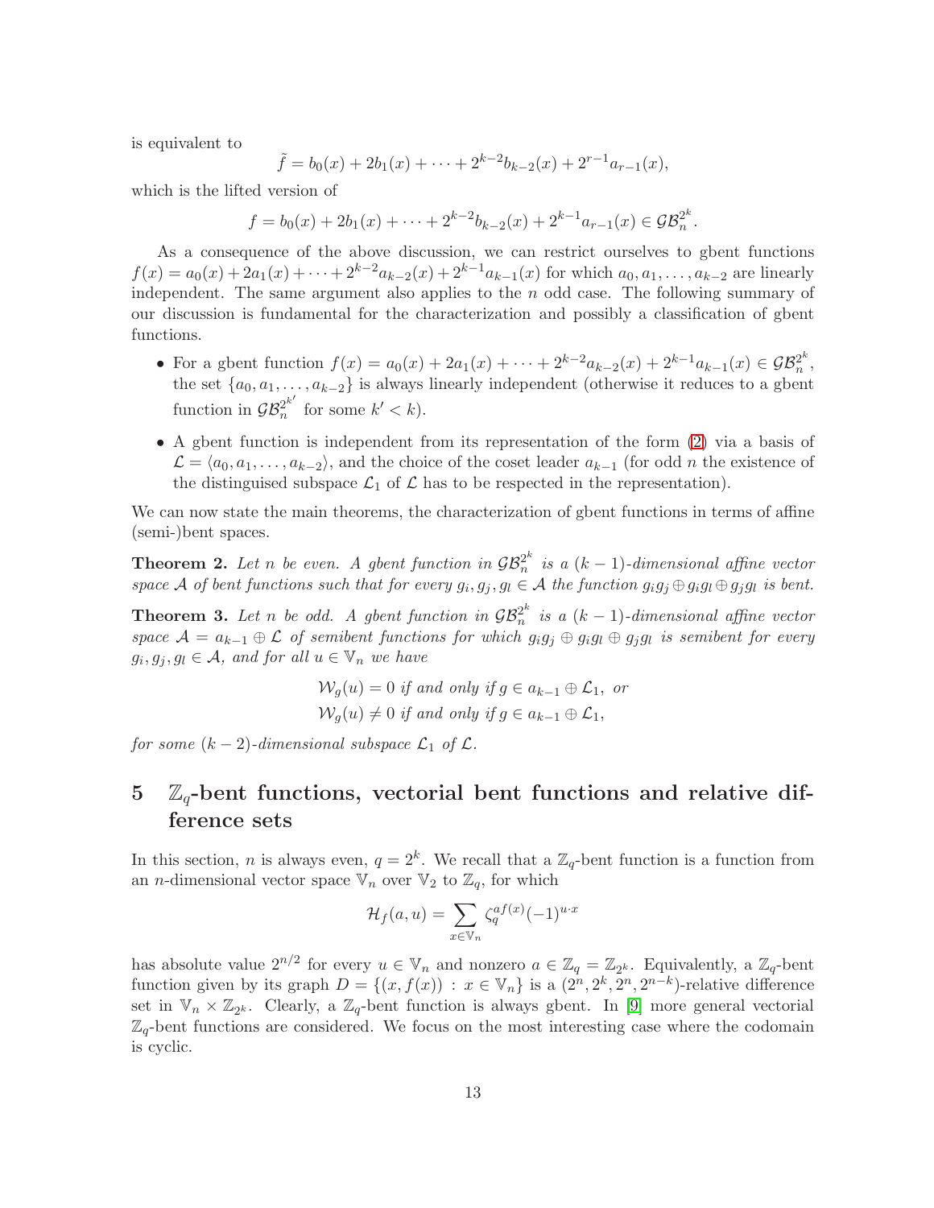is equivalent to

$$\tilde{f} = b_0(x) + 2b_1(x) + \cdots + 2^{k-2}b_{k-2}(x) + 2^{r-1}a_{r-1}(x),$$

which is the lifted version of

$$f = b_0(x) + 2b_1(x) + \cdots + 2^{k-2}b_{k-2}(x) + 2^{k-1}a_{r-1}(x) \in \mathcal{GB}_n^{2^k}.$$

As a consequence of the above discussion, we can restrict ourselves to gbent functions $f(x) = a_0(x) + 2a_1(x) + \cdots + 2^{k-2}a_{k-2}(x) + 2^{k-1}a_{k-1}(x)$ for which $a_0, a_1, \ldots, a_{k-2}$ are linearly independent. The same argument also applies to the $n$ odd case. The following summary of our discussion is fundamental for the characterization and possibly a classification of gbent functions.

- For a gbent function $f(x) = a_0(x) + 2a_1(x) + \cdots + 2^{k-2}a_{k-2}(x) + 2^{k-1}a_{k-1}(x) \in \mathcal{GB}_n^{2^k}$, the set $\{a_0, a_1, \ldots, a_{k-2}\}$ is always linearly independent (otherwise it reduces to a gbent function in $\mathcal{GB}_n^{2^{k'}}$ for some $k' < k$).
- A gbent function is independent from its representation of the form (2) via a basis of $\mathcal{L} = \langle a_0, a_1, \ldots, a_{k-2} \rangle$, and the choice of the coset leader $a_{k-1}$ (for odd $n$ the existence of the distinguised subspace $\mathcal{L}_1$ of $\mathcal{L}$ has to be respected in the representation).

We can now state the main theorems, the characterization of gbent functions in terms of affine (semi-)bent spaces.

**Theorem 2.** *Let $n$ be even. A gbent function in $\mathcal{GB}_n^{2^k}$ is a $(k-1)$-dimensional affine vector space $\mathcal{A}$ of bent functions such that for every $g_i, g_j, g_l \in \mathcal{A}$ the function $g_i g_j \oplus g_i g_l \oplus g_j g_l$ is bent.*

**Theorem 3.** *Let $n$ be odd. A gbent function in $\mathcal{GB}_n^{2^k}$ is a $(k-1)$-dimensional affine vector space $\mathcal{A} = a_{k-1} \oplus \mathcal{L}$ of semibent functions for which $g_i g_j \oplus g_i g_l \oplus g_j g_l$ is semibent for every $g_i, g_j, g_l \in \mathcal{A}$, and for all $u \in \mathbb{V}_n$ we have*

$$\mathcal{W}_g(u) = 0 \text{ if and only if } g \in a_{k-1} \oplus \mathcal{L}_1, \text{ or}$$
$$\mathcal{W}_g(u) \neq 0 \text{ if and only if } g \in a_{k-1} \oplus \mathcal{L}_1,$$

*for some $(k-2)$-dimensional subspace $\mathcal{L}_1$ of $\mathcal{L}$.*

## 5 $\mathbb{Z}_q$-bent functions, vectorial bent functions and relative difference sets

In this section, $n$ is always even, $q = 2^k$. We recall that a $\mathbb{Z}_q$-bent function is a function from an $n$-dimensional vector space $\mathbb{V}_n$ over $\mathbb{V}_2$ to $\mathbb{Z}_q$, for which

$$\mathcal{H}_f(a, u) = \sum_{x \in \mathbb{V}_n} \zeta_q^{af(x)}(-1)^{u \cdot x}$$

has absolute value $2^{n/2}$ for every $u \in \mathbb{V}_n$ and nonzero $a \in \mathbb{Z}_q = \mathbb{Z}_{2^k}$. Equivalently, a $\mathbb{Z}_q$-bent function given by its graph $D = \{(x, f(x)) : x \in \mathbb{V}_n\}$ is a $(2^n, 2^k, 2^n, 2^{n-k})$-relative difference set in $\mathbb{V}_n \times \mathbb{Z}_{2^k}$. Clearly, a $\mathbb{Z}_q$-bent function is always gbent. In [9] more general vectorial $\mathbb{Z}_q$-bent functions are considered. We focus on the most interesting case where the codomain is cyclic.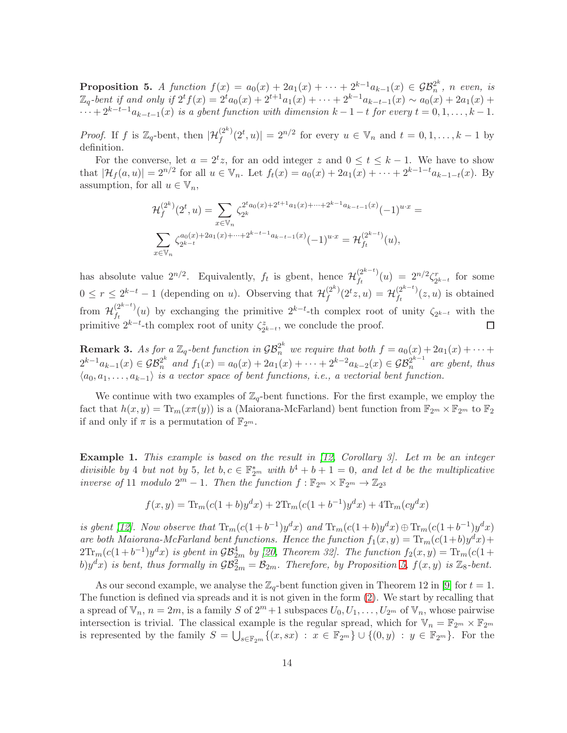**Proposition 5.** *A function $f(x) = a_0(x) + 2a_1(x) + \cdots + 2^{k-1}a_{k-1}(x) \in \mathcal{GB}_n^{2^k}$, $n$ even, is $\mathbb{Z}_q$-bent if and only if $2^t f(x) = 2^t a_0(x) + 2^{t+1}a_1(x) + \cdots + 2^{k-1}a_{k-t-1}(x) \sim a_0(x) + 2a_1(x) + \cdots + 2^{k-t-1}a_{k-t-1}(x)$ is a gbent function with dimension $k-1-t$ for every $t = 0, 1, \ldots, k-1$.*

*Proof.* If $f$ is $\mathbb{Z}_q$-bent, then $|\mathcal{H}_f^{(2^k)}(2^t, u)| = 2^{n/2}$ for every $u \in \mathbb{V}_n$ and $t = 0, 1, \ldots, k-1$ by definition.

For the converse, let $a = 2^t z$, for an odd integer $z$ and $0 \le t \le k-1$. We have to show that $|\mathcal{H}_f(a, u)| = 2^{n/2}$ for all $u \in \mathbb{V}_n$. Let $f_t(x) = a_0(x) + 2a_1(x) + \cdots + 2^{k-1-t}a_{k-1-t}(x)$. By assumption, for all $u \in \mathbb{V}_n$,

$$\mathcal{H}_f^{(2^k)}(2^t, u) = \sum_{x \in \mathbb{V}_n} \zeta_{2^k}^{2^t a_0(x) + 2^{t+1}a_1(x) + \cdots + 2^{k-1}a_{k-t-1}(x)} (-1)^{u \cdot x} =$$

$$\sum_{x \in \mathbb{V}_n} \zeta_{2^{k-t}}^{a_0(x) + 2a_1(x) + \cdots + 2^{k-t-1}a_{k-t-1}(x)} (-1)^{u \cdot x} = \mathcal{H}_{f_t}^{(2^{k-t})}(u),$$

has absolute value $2^{n/2}$. Equivalently, $f_t$ is gbent, hence $\mathcal{H}_{f_t}^{(2^{k-t})}(u) = 2^{n/2}\zeta_{2^{k-t}}^r$ for some $0 \le r \le 2^{k-t} - 1$ (depending on $u$). Observing that $\mathcal{H}_f^{(2^k)}(2^t z, u) = \mathcal{H}_{f_t}^{(2^{k-t})}(z, u)$ is obtained from $\mathcal{H}_{f_t}^{(2^{k-t})}(u)$ by exchanging the primitive $2^{k-t}$-th complex root of unity $\zeta_{2^{k-t}}$ with the primitive $2^{k-t}$-th complex root of unity $\zeta_{2^{k-t}}^z$, we conclude the proof. $\square$

**Remark 3.** *As for a $\mathbb{Z}_q$-bent function in $\mathcal{GB}_n^{2^k}$ we require that both $f = a_0(x) + 2a_1(x) + \cdots + 2^{k-1}a_{k-1}(x) \in \mathcal{GB}_n^{2^k}$ and $f_1(x) = a_0(x) + 2a_1(x) + \cdots + 2^{k-2}a_{k-2}(x) \in \mathcal{GB}_n^{2^{k-1}}$ are gbent, thus $\langle a_0, a_1, \ldots, a_{k-1}\rangle$ is a vector space of bent functions, i.e., a vectorial bent function.*

We continue with two examples of $\mathbb{Z}_q$-bent functions. For the first example, we employ the fact that $h(x, y) = \mathrm{Tr}_m(x\pi(y))$ is a (Maiorana-McFarland) bent function from $\mathbb{F}_{2^m} \times \mathbb{F}_{2^m}$ to $\mathbb{F}_2$ if and only if $\pi$ is a permutation of $\mathbb{F}_{2^m}$.

**Example 1.** *This example is based on the result in [12, Corollary 3]. Let $m$ be an integer divisible by 4 but not by 5, let $b, c \in \mathbb{F}_{2^m}^*$ with $b^4 + b + 1 = 0$, and let $d$ be the multiplicative inverse of 11 modulo $2^m - 1$. Then the function $f : \mathbb{F}_{2^m} \times \mathbb{F}_{2^m} \to \mathbb{Z}_{2^3}$*

$$f(x, y) = \mathrm{Tr}_m(c(1+b)y^d x) + 2\mathrm{Tr}_m(c(1+b^{-1})y^d x) + 4\mathrm{Tr}_m(cy^d x)$$

*is gbent [12]. Now observe that $\mathrm{Tr}_m(c(1+b^{-1})y^d x)$ and $\mathrm{Tr}_m(c(1+b)y^d x) \oplus \mathrm{Tr}_m(c(1+b^{-1})y^d x)$ are both Maiorana-McFarland bent functions. Hence the function $f_1(x, y) = \mathrm{Tr}_m(c(1+b)y^d x) + 2\mathrm{Tr}_m(c(1+b^{-1})y^d x)$ is gbent in $\mathcal{GB}_{2m}^4$ by [20, Theorem 32]. The function $f_2(x, y) = \mathrm{Tr}_m(c(1+b)y^d x)$ is bent, thus formally in $\mathcal{GB}_{2m}^2 = \mathcal{B}_{2m}$. Therefore, by Proposition 5, $f(x, y)$ is $\mathbb{Z}_8$-bent.*

As our second example, we analyse the $\mathbb{Z}_q$-bent function given in Theorem 12 in [9] for $t = 1$. The function is defined via spreads and it is not given in the form (2). We start by recalling that a spread of $\mathbb{V}_n$, $n = 2m$, is a family $S$ of $2^m + 1$ subspaces $U_0, U_1, \ldots, U_{2^m}$ of $\mathbb{V}_n$, whose pairwise intersection is trivial. The classical example is the regular spread, which for $\mathbb{V}_n = \mathbb{F}_{2^m} \times \mathbb{F}_{2^m}$ is represented by the family $S = \bigcup_{s \in \mathbb{F}_{2^m}} \{(x, sx) : x \in \mathbb{F}_{2^m}\} \cup \{(0, y) : y \in \mathbb{F}_{2^m}\}$. For the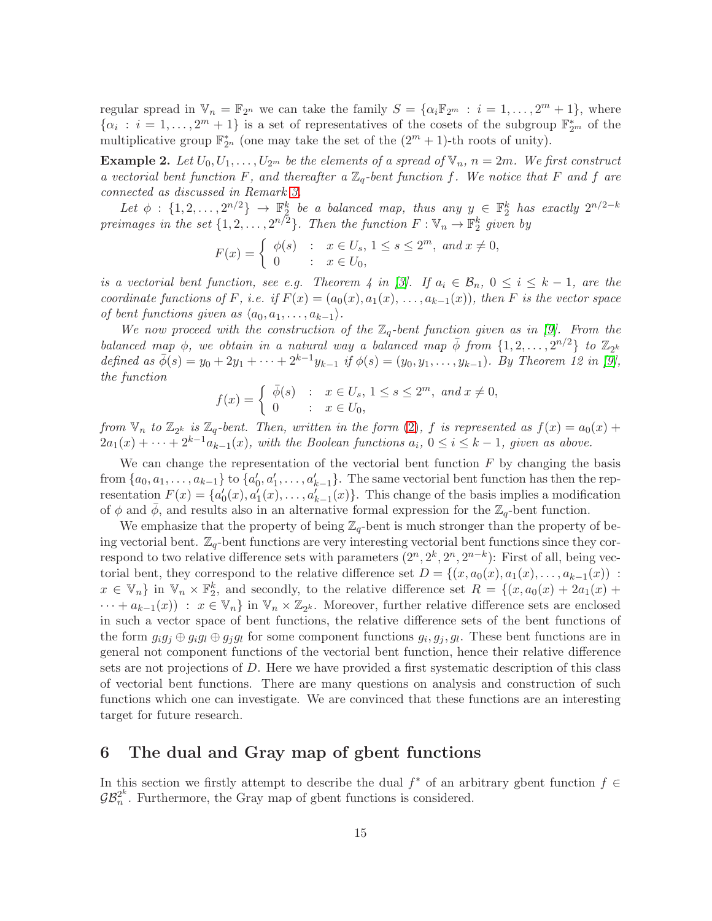regular spread in $\mathbb{V}_n = \mathbb{F}_{2^n}$ we can take the family $S = \{\alpha_i \mathbb{F}_{2^m} : i = 1, \ldots, 2^m + 1\}$, where $\{\alpha_i : i = 1, \ldots, 2^m + 1\}$ is a set of representatives of the cosets of the subgroup $\mathbb{F}_{2^m}^*$ of the multiplicative group $\mathbb{F}_{2^n}^*$ (one may take the set of the $(2^m + 1)$-th roots of unity).

**Example 2.** *Let $U_0, U_1, \ldots, U_{2^m}$ be the elements of a spread of $\mathbb{V}_n$, $n = 2m$. We first construct a vectorial bent function $F$, and thereafter a $\mathbb{Z}_q$-bent function $f$. We notice that $F$ and $f$ are connected as discussed in Remark 3.*

*Let $\phi : \{1, 2, \ldots, 2^{n/2}\} \to \mathbb{F}_2^k$ be a balanced map, thus any $y \in \mathbb{F}_2^k$ has exactly $2^{n/2-k}$ preimages in the set $\{1, 2, \ldots, 2^{n/2}\}$. Then the function $F : \mathbb{V}_n \to \mathbb{F}_2^k$ given by*

$$F(x) = \begin{cases} \phi(s) & : \; x \in U_s, \; 1 \leq s \leq 2^m, \text{ and } x \neq 0, \\ 0 & : \; x \in U_0, \end{cases}$$

*is a vectorial bent function, see e.g. Theorem 4 in [3]. If $a_i \in \mathcal{B}_n$, $0 \leq i \leq k-1$, are the coordinate functions of $F$, i.e. if $F(x) = (a_0(x), a_1(x), \ldots, a_{k-1}(x))$, then $F$ is the vector space of bent functions given as $\langle a_0, a_1, \ldots, a_{k-1} \rangle$.*

*We now proceed with the construction of the $\mathbb{Z}_q$-bent function given as in [9]. From the balanced map $\phi$, we obtain in a natural way a balanced map $\bar{\phi}$ from $\{1, 2, \ldots, 2^{n/2}\}$ to $\mathbb{Z}_{2^k}$ defined as $\bar{\phi}(s) = y_0 + 2y_1 + \cdots + 2^{k-1}y_{k-1}$ if $\phi(s) = (y_0, y_1, \ldots, y_{k-1})$. By Theorem 12 in [9], the function*

$$f(x) = \begin{cases} \bar{\phi}(s) & : \; x \in U_s, \; 1 \leq s \leq 2^m, \text{ and } x \neq 0, \\ 0 & : \; x \in U_0, \end{cases}$$

*from $\mathbb{V}_n$ to $\mathbb{Z}_{2^k}$ is $\mathbb{Z}_q$-bent. Then, written in the form (2), $f$ is represented as $f(x) = a_0(x) + 2a_1(x) + \cdots + 2^{k-1}a_{k-1}(x)$, with the Boolean functions $a_i$, $0 \leq i \leq k-1$, given as above.*

We can change the representation of the vectorial bent function $F$ by changing the basis from $\{a_0, a_1, \ldots, a_{k-1}\}$ to $\{a_0', a_1', \ldots, a_{k-1}'\}$. The same vectorial bent function has then the representation $F(x) = \{a_0'(x), a_1'(x), \ldots, a_{k-1}'(x)\}$. This change of the basis implies a modification of $\phi$ and $\bar{\phi}$, and results also in an alternative formal expression for the $\mathbb{Z}_q$-bent function.

We emphasize that the property of being $\mathbb{Z}_q$-bent is much stronger than the property of being vectorial bent. $\mathbb{Z}_q$-bent functions are very interesting vectorial bent functions since they correspond to two relative difference sets with parameters $(2^n, 2^k, 2^n, 2^{n-k})$: First of all, being vectorial bent, they correspond to the relative difference set $D = \{(x, a_0(x), a_1(x), \ldots, a_{k-1}(x)) : x \in \mathbb{V}_n\}$ in $\mathbb{V}_n \times \mathbb{F}_2^k$, and secondly, to the relative difference set $R = \{(x, a_0(x) + 2a_1(x) + \cdots + a_{k-1}(x)) : x \in \mathbb{V}_n\}$ in $\mathbb{V}_n \times \mathbb{Z}_{2^k}$. Moreover, further relative difference sets are enclosed in such a vector space of bent functions, the relative difference sets of the bent functions of the form $g_i g_j \oplus g_i g_l \oplus g_j g_l$ for some component functions $g_i, g_j, g_l$. These bent functions are in general not component functions of the vectorial bent function, hence their relative difference sets are not projections of $D$. Here we have provided a first systematic description of this class of vectorial bent functions. There are many questions on analysis and construction of such functions which one can investigate. We are convinced that these functions are an interesting target for future research.

## 6 The dual and Gray map of gbent functions

In this section we firstly attempt to describe the dual $f^*$ of an arbitrary gbent function $f \in \mathcal{GB}_n^{2^k}$. Furthermore, the Gray map of gbent functions is considered.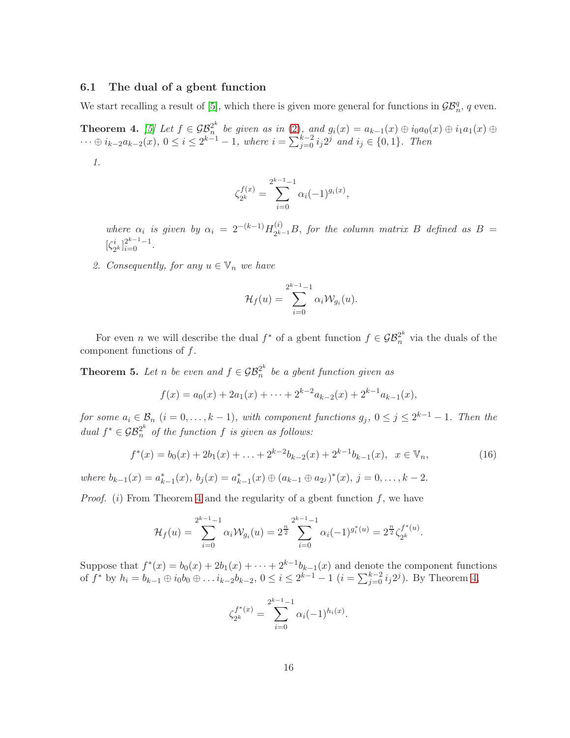### 6.1 The dual of a gbent function

We start recalling a result of [5], which there is given more general for functions in $\mathcal{GB}_n^q$, $q$ even.

**Theorem 4.** *[5] Let $f \in \mathcal{GB}_n^{2^k}$ be given as in (2), and $g_i(x) = a_{k-1}(x) \oplus i_0 a_0(x) \oplus i_1 a_1(x) \oplus \cdots \oplus i_{k-2} a_{k-2}(x)$, $0 \le i \le 2^{k-1} - 1$, where $i = \sum_{j=0}^{k-2} i_j 2^j$ and $i_j \in \{0,1\}$. Then*

1.
$$\zeta_{2^k}^{f(x)} = \sum_{i=0}^{2^{k-1}-1} \alpha_i (-1)^{g_i(x)},$$
*where $\alpha_i$ is given by $\alpha_i = 2^{-(k-1)} H_{2^{k-1}}^{(i)} B$, for the column matrix $B$ defined as $B = [\zeta_{2^k}^i]_{i=0}^{2^{k-1}-1}$.*

2. *Consequently, for any $u \in \mathbb{V}_n$ we have*
$$\mathcal{H}_f(u) = \sum_{i=0}^{2^{k-1}-1} \alpha_i \mathcal{W}_{g_i}(u).$$

For even $n$ we will describe the dual $f^*$ of a gbent function $f \in \mathcal{GB}_n^{2^k}$ via the duals of the component functions of $f$.

**Theorem 5.** *Let $n$ be even and $f \in \mathcal{GB}_n^{2^k}$ be a gbent function given as*
$$f(x) = a_0(x) + 2a_1(x) + \cdots + 2^{k-2} a_{k-2}(x) + 2^{k-1} a_{k-1}(x),$$
*for some $a_i \in \mathcal{B}_n$ ($i = 0, \ldots, k-1$), with component functions $g_j$, $0 \le j \le 2^{k-1} - 1$. Then the dual $f^* \in \mathcal{GB}_n^{2^k}$ of the function $f$ is given as follows:*
$$f^*(x) = b_0(x) + 2b_1(x) + \ldots + 2^{k-2} b_{k-2}(x) + 2^{k-1} b_{k-1}(x), \ \ x \in \mathbb{V}_n, \tag{16}$$
*where $b_{k-1}(x) = a_{k-1}^*(x)$, $b_j(x) = a_{k-1}^*(x) \oplus (a_{k-1} \oplus a_{2^j})^*(x)$, $j = 0, \ldots, k-2$.*

*Proof.* (*i*) From Theorem 4 and the regularity of a gbent function $f$, we have
$$\mathcal{H}_f(u) = \sum_{i=0}^{2^{k-1}-1} \alpha_i \mathcal{W}_{g_i}(u) = 2^{\frac{n}{2}} \sum_{i=0}^{2^{k-1}-1} \alpha_i (-1)^{g_i^*(u)} = 2^{\frac{n}{2}} \zeta_{2^k}^{f^*(u)}.$$

Suppose that $f^*(x) = b_0(x) + 2b_1(x) + \cdots + 2^{k-1} b_{k-1}(x)$ and denote the component functions of $f^*$ by $h_i = b_{k-1} \oplus i_0 b_0 \oplus \ldots i_{k-2} b_{k-2}$, $0 \le i \le 2^{k-1} - 1$ ($i = \sum_{j=0}^{k-2} i_j 2^j$). By Theorem 4,
$$\zeta_{2^k}^{f^*(x)} = \sum_{i=0}^{2^{k-1}-1} \alpha_i (-1)^{h_i(x)}.$$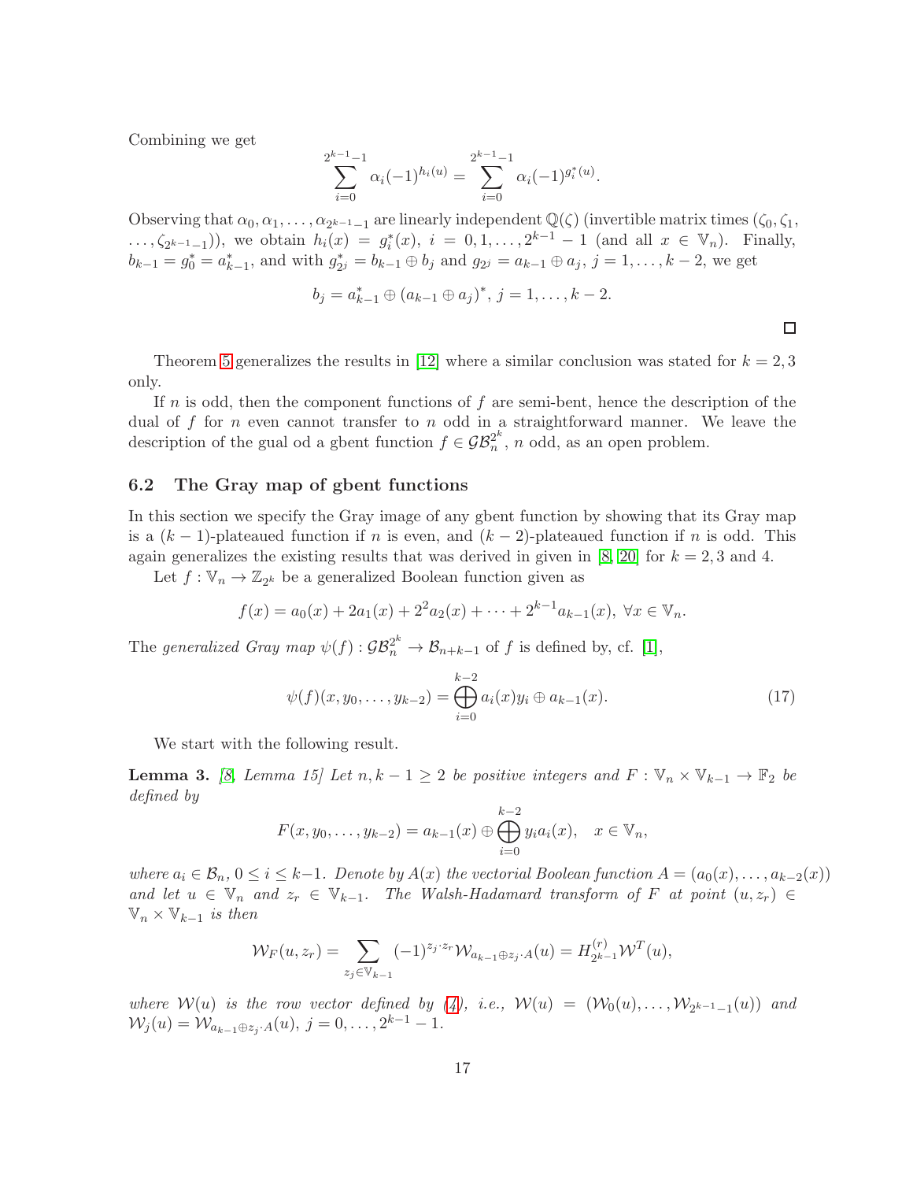Combining we get

$$\sum_{i=0}^{2^{k-1}-1} \alpha_i(-1)^{h_i(u)} = \sum_{i=0}^{2^{k-1}-1} \alpha_i(-1)^{g_i^*(u)}.$$

Observing that $\alpha_0, \alpha_1, \ldots, \alpha_{2^{k-1}-1}$ are linearly independent $\mathbb{Q}(\zeta)$ (invertible matrix times $(\zeta_0, \zeta_1, \ldots, \zeta_{2^{k-1}-1})$), we obtain $h_i(x) = g_i^*(x)$, $i = 0, 1, \ldots, 2^{k-1}-1$ (and all $x \in \mathbb{V}_n$). Finally, $b_{k-1} = g_0^* = a_{k-1}^*$, and with $g_{2^j}^* = b_{k-1} \oplus b_j$ and $g_{2^j} = a_{k-1} \oplus a_j$, $j = 1, \ldots, k-2$, we get

$$b_j = a_{k-1}^* \oplus (a_{k-1} \oplus a_j)^*, \; j = 1, \ldots, k-2.$$

□

Theorem 5 generalizes the results in [12] where a similar conclusion was stated for $k = 2, 3$ only.

If $n$ is odd, then the component functions of $f$ are semi-bent, hence the description of the dual of $f$ for $n$ even cannot transfer to $n$ odd in a straightforward manner. We leave the description of the gual od a gbent function $f \in \mathcal{GB}_n^{2^k}$, $n$ odd, as an open problem.

### 6.2 The Gray map of gbent functions

In this section we specify the Gray image of any gbent function by showing that its Gray map is a $(k-1)$-plateaued function if $n$ is even, and $(k-2)$-plateaued function if $n$ is odd. This again generalizes the existing results that was derived in given in [8, 20] for $k = 2, 3$ and 4.

Let $f : \mathbb{V}_n \to \mathbb{Z}_{2^k}$ be a generalized Boolean function given as

$$f(x) = a_0(x) + 2a_1(x) + 2^2 a_2(x) + \cdots + 2^{k-1} a_{k-1}(x), \; \forall x \in \mathbb{V}_n.$$

The *generalized Gray map* $\psi(f) : \mathcal{GB}_n^{2^k} \to \mathcal{B}_{n+k-1}$ of $f$ is defined by, cf. [1],

$$\psi(f)(x, y_0, \ldots, y_{k-2}) = \bigoplus_{i=0}^{k-2} a_i(x) y_i \oplus a_{k-1}(x). \tag{17}$$

We start with the following result.

**Lemma 3.** *[8, Lemma 15] Let $n, k-1 \geq 2$ be positive integers and $F : \mathbb{V}_n \times \mathbb{V}_{k-1} \to \mathbb{F}_2$ be defined by*

$$F(x, y_0, \ldots, y_{k-2}) = a_{k-1}(x) \oplus \bigoplus_{i=0}^{k-2} y_i a_i(x), \quad x \in \mathbb{V}_n,$$

*where $a_i \in \mathcal{B}_n$, $0 \leq i \leq k-1$. Denote by $A(x)$ the vectorial Boolean function $A = (a_0(x), \ldots, a_{k-2}(x))$ and let $u \in \mathbb{V}_n$ and $z_r \in \mathbb{V}_{k-1}$. The Walsh-Hadamard transform of $F$ at point $(u, z_r) \in \mathbb{V}_n \times \mathbb{V}_{k-1}$ is then*

$$\mathcal{W}_F(u, z_r) = \sum_{z_j \in \mathbb{V}_{k-1}} (-1)^{z_j \cdot z_r} \mathcal{W}_{a_{k-1} \oplus z_j \cdot A}(u) = H_{2^{k-1}}^{(r)} \mathcal{W}^T(u),$$

*where $\mathcal{W}(u)$ is the row vector defined by (4), i.e., $\mathcal{W}(u) = (\mathcal{W}_0(u), \ldots, \mathcal{W}_{2^{k-1}-1}(u))$ and $\mathcal{W}_j(u) = \mathcal{W}_{a_{k-1} \oplus z_j \cdot A}(u)$, $j = 0, \ldots, 2^{k-1}-1$.*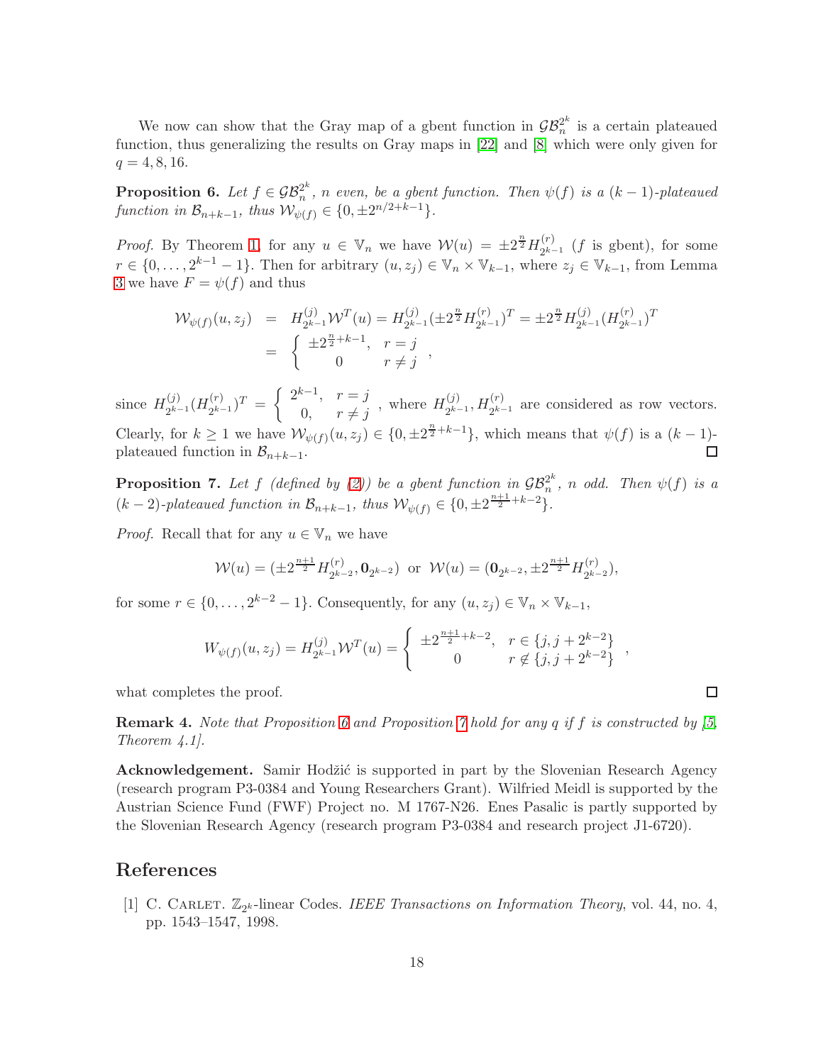We now can show that the Gray map of a gbent function in $\mathcal{GB}_n^{2^k}$ is a certain plateaued function, thus generalizing the results on Gray maps in [22] and [8] which were only given for $q = 4, 8, 16$.

**Proposition 6.** *Let $f \in \mathcal{GB}_n^{2^k}$, $n$ even, be a gbent function. Then $\psi(f)$ is a $(k-1)$-plateaued function in $\mathcal{B}_{n+k-1}$, thus $\mathcal{W}_{\psi(f)} \in \{0, \pm 2^{n/2+k-1}\}$.*

*Proof.* By Theorem 1, for any $u \in \mathbb{V}_n$ we have $\mathcal{W}(u) = \pm 2^{\frac{n}{2}} H_{2^{k-1}}^{(r)}$ ($f$ is gbent), for some $r \in \{0, \ldots, 2^{k-1}-1\}$. Then for arbitrary $(u, z_j) \in \mathbb{V}_n \times \mathbb{V}_{k-1}$, where $z_j \in \mathbb{V}_{k-1}$, from Lemma 3 we have $F = \psi(f)$ and thus

$$\begin{aligned}
\mathcal{W}_{\psi(f)}(u, z_j) &= H_{2^{k-1}}^{(j)} \mathcal{W}^T(u) = H_{2^{k-1}}^{(j)} (\pm 2^{\frac{n}{2}} H_{2^{k-1}}^{(r)})^T = \pm 2^{\frac{n}{2}} H_{2^{k-1}}^{(j)} (H_{2^{k-1}}^{(r)})^T \\
&= \begin{cases} \pm 2^{\frac{n}{2}+k-1}, & r = j \\ 0 & r \neq j \end{cases},
\end{aligned}$$

since $H_{2^{k-1}}^{(j)} (H_{2^{k-1}}^{(r)})^T = \begin{cases} 2^{k-1}, & r = j \\ 0, & r \neq j \end{cases}$, where $H_{2^{k-1}}^{(j)}, H_{2^{k-1}}^{(r)}$ are considered as row vectors. Clearly, for $k \geq 1$ we have $\mathcal{W}_{\psi(f)}(u, z_j) \in \{0, \pm 2^{\frac{n}{2}+k-1}\}$, which means that $\psi(f)$ is a $(k-1)$-plateaued function in $\mathcal{B}_{n+k-1}$. $\square$

**Proposition 7.** *Let $f$ (defined by (2)) be a gbent function in $\mathcal{GB}_n^{2^k}$, $n$ odd. Then $\psi(f)$ is a $(k-2)$-plateaued function in $\mathcal{B}_{n+k-1}$, thus $\mathcal{W}_{\psi(f)} \in \{0, \pm 2^{\frac{n+1}{2}+k-2}\}$.*

*Proof.* Recall that for any $u \in \mathbb{V}_n$ we have

$$\mathcal{W}(u) = (\pm 2^{\frac{n+1}{2}} H_{2^{k-2}}^{(r)}, \mathbf{0}_{2^{k-2}}) \ \text{ or } \ \mathcal{W}(u) = (\mathbf{0}_{2^{k-2}}, \pm 2^{\frac{n+1}{2}} H_{2^{k-2}}^{(r)}),$$

for some $r \in \{0, \ldots, 2^{k-2}-1\}$. Consequently, for any $(u, z_j) \in \mathbb{V}_n \times \mathbb{V}_{k-1}$,

$$W_{\psi(f)}(u, z_j) = H_{2^{k-1}}^{(j)} \mathcal{W}^T(u) = \begin{cases} \pm 2^{\frac{n+1}{2}+k-2}, & r \in \{j, j+2^{k-2}\} \\ 0 & r \notin \{j, j+2^{k-2}\} \end{cases},$$

what completes the proof. $\square$

**Remark 4.** *Note that Proposition 6 and Proposition 7 hold for any $q$ if $f$ is constructed by [5, Theorem 4.1].*

**Acknowledgement.** Samir Hodžić is supported in part by the Slovenian Research Agency (research program P3-0384 and Young Researchers Grant). Wilfried Meidl is supported by the Austrian Science Fund (FWF) Project no. M 1767-N26. Enes Pasalic is partly supported by the Slovenian Research Agency (research program P3-0384 and research project J1-6720).

# References

[1] C. Carlet. $\mathbb{Z}_{2^k}$-linear Codes. *IEEE Transactions on Information Theory*, vol. 44, no. 4, pp. 1543–1547, 1998.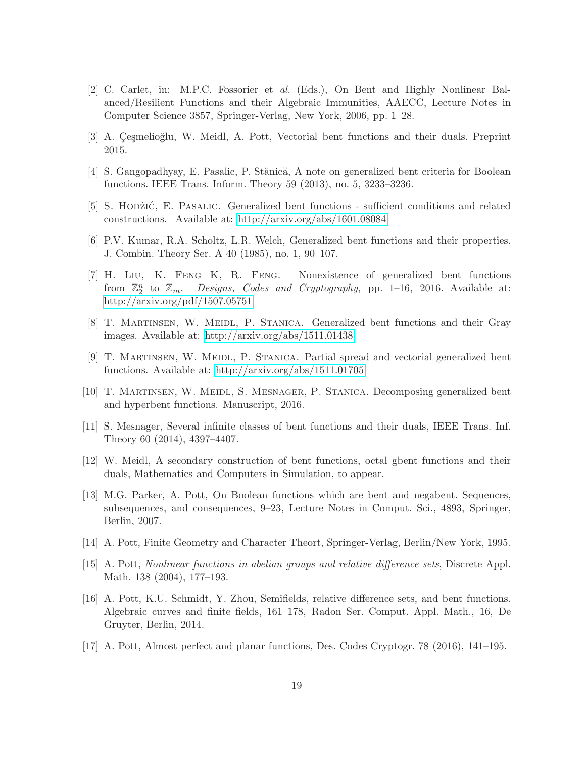[2] C. Carlet, in: M.P.C. Fossorier et *al.* (Eds.), On Bent and Highly Nonlinear Balanced/Resilient Functions and their Algebraic Immunities, AAECC, Lecture Notes in Computer Science 3857, Springer-Verlag, New York, 2006, pp. 1–28.

[3] A. Çeşmelioğlu, W. Meidl, A. Pott, Vectorial bent functions and their duals. Preprint 2015.

[4] S. Gangopadhyay, E. Pasalic, P. Stănică, A note on generalized bent criteria for Boolean functions. IEEE Trans. Inform. Theory 59 (2013), no. 5, 3233–3236.

[5] S. Hodžić, E. Pasalic. Generalized bent functions - sufficient conditions and related constructions. Available at: http://arxiv.org/abs/1601.08084

[6] P.V. Kumar, R.A. Scholtz, L.R. Welch, Generalized bent functions and their properties. J. Combin. Theory Ser. A 40 (1985), no. 1, 90–107.

[7] H. Liu, K. Feng K, R. Feng. Nonexistence of generalized bent functions from $\mathbb{Z}_2^n$ to $\mathbb{Z}_m$. *Designs, Codes and Cryptography*, pp. 1–16, 2016. Available at: http://arxiv.org/pdf/1507.05751

[8] T. Martinsen, W. Meidl, P. Stanica. Generalized bent functions and their Gray images. Available at: http://arxiv.org/abs/1511.01438

[9] T. Martinsen, W. Meidl, P. Stanica. Partial spread and vectorial generalized bent functions. Available at: http://arxiv.org/abs/1511.01705

[10] T. Martinsen, W. Meidl, S. Mesnager, P. Stanica. Decomposing generalized bent and hyperbent functions. Manuscript, 2016.

[11] S. Mesnager, Several infinite classes of bent functions and their duals, IEEE Trans. Inf. Theory 60 (2014), 4397–4407.

[12] W. Meidl, A secondary construction of bent functions, octal gbent functions and their duals, Mathematics and Computers in Simulation, to appear.

[13] M.G. Parker, A. Pott, On Boolean functions which are bent and negabent. Sequences, subsequences, and consequences, 9–23, Lecture Notes in Comput. Sci., 4893, Springer, Berlin, 2007.

[14] A. Pott, Finite Geometry and Character Theort, Springer-Verlag, Berlin/New York, 1995.

[15] A. Pott, *Nonlinear functions in abelian groups and relative difference sets*, Discrete Appl. Math. 138 (2004), 177–193.

[16] A. Pott, K.U. Schmidt, Y. Zhou, Semifields, relative difference sets, and bent functions. Algebraic curves and finite fields, 161–178, Radon Ser. Comput. Appl. Math., 16, De Gruyter, Berlin, 2014.

[17] A. Pott, Almost perfect and planar functions, Des. Codes Cryptogr. 78 (2016), 141–195.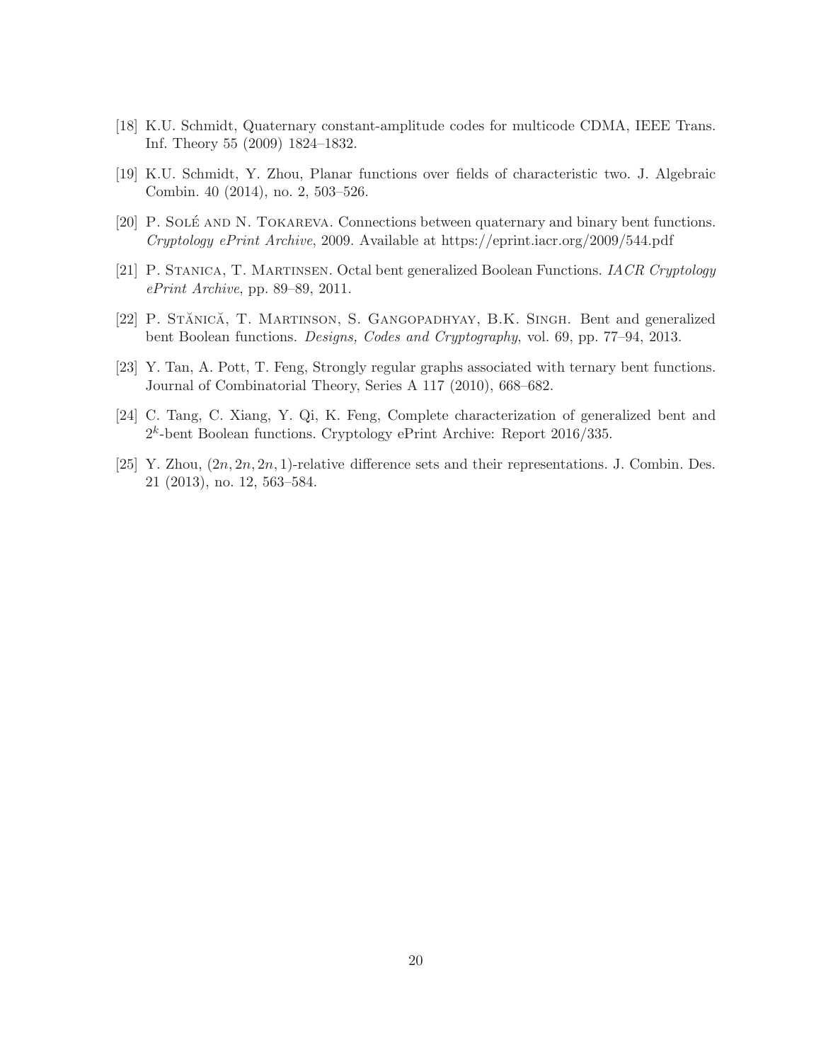[18] K.U. Schmidt, Quaternary constant-amplitude codes for multicode CDMA, IEEE Trans. Inf. Theory 55 (2009) 1824–1832.

[19] K.U. Schmidt, Y. Zhou, Planar functions over fields of characteristic two. J. Algebraic Combin. 40 (2014), no. 2, 503–526.

[20] P. Solé and N. Tokareva. Connections between quaternary and binary bent functions. *Cryptology ePrint Archive*, 2009. Available at https://eprint.iacr.org/2009/544.pdf

[21] P. Stanica, T. Martinsen. Octal bent generalized Boolean Functions. *IACR Cryptology ePrint Archive*, pp. 89–89, 2011.

[22] P. Stănică, T. Martinson, S. Gangopadhyay, B.K. Singh. Bent and generalized bent Boolean functions. *Designs, Codes and Cryptography*, vol. 69, pp. 77–94, 2013.

[23] Y. Tan, A. Pott, T. Feng, Strongly regular graphs associated with ternary bent functions. Journal of Combinatorial Theory, Series A 117 (2010), 668–682.

[24] C. Tang, C. Xiang, Y. Qi, K. Feng, Complete characterization of generalized bent and $2^k$-bent Boolean functions. Cryptology ePrint Archive: Report 2016/335.

[25] Y. Zhou, $(2n, 2n, 2n, 1)$-relative difference sets and their representations. J. Combin. Des. 21 (2013), no. 12, 563–584.